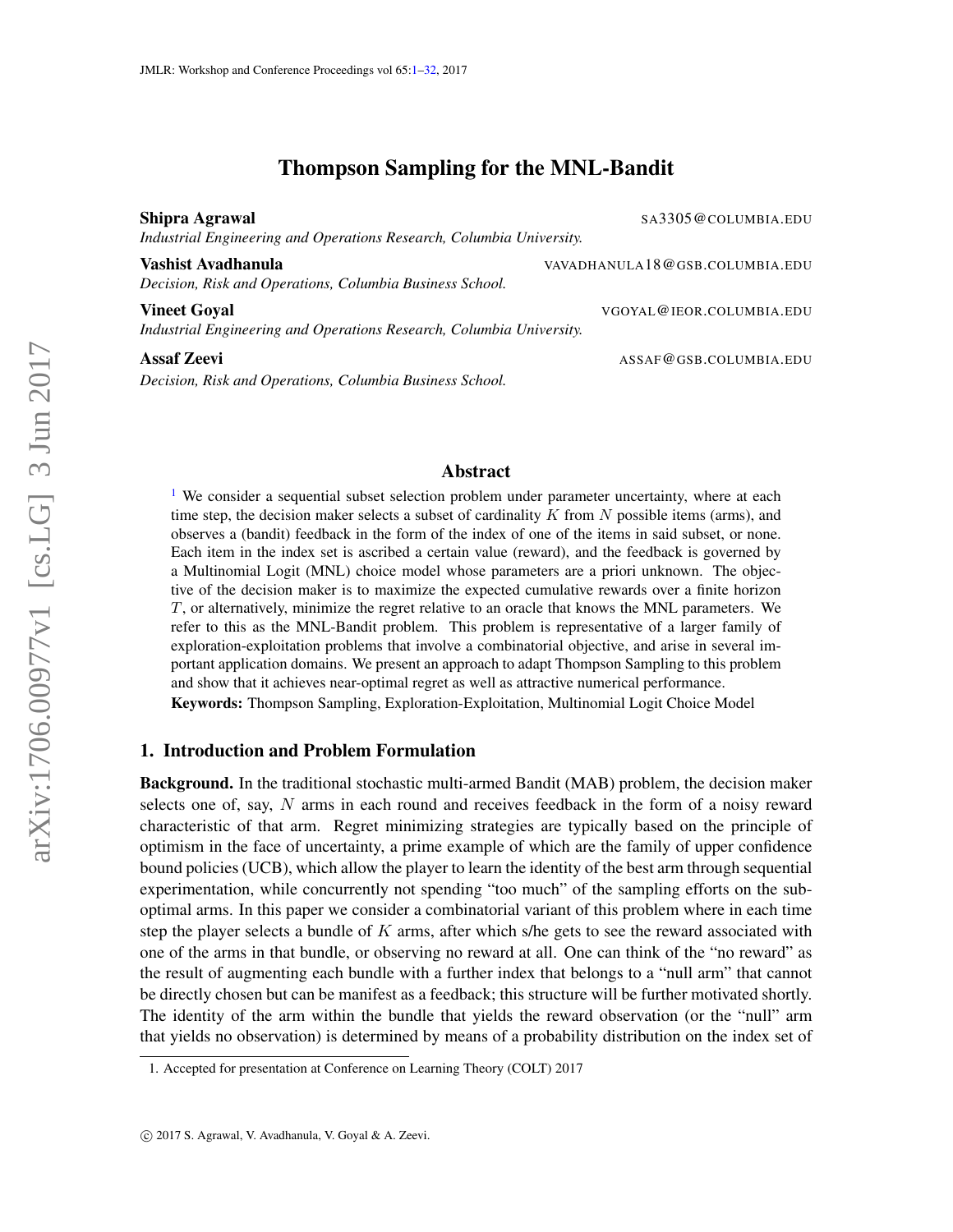# Thompson Sampling for the MNL-Bandit

**Shipra Agrawal** SA3305@COLUMBIA.EDU
*Industrial Engineering and Operations Research, Columbia University.*

**Vashist Avadhanula** VAVADHANULA18@GSB.COLUMBIA.EDU
*Decision, Risk and Operations, Columbia Business School.*

**Vineet Goyal** VGOYAL@IEOR.COLUMBIA.EDU
*Industrial Engineering and Operations Research, Columbia University.*

**Assaf Zeevi** ASSAF@GSB.COLUMBIA.EDU
*Decision, Risk and Operations, Columbia Business School.*

## Abstract

[1] We consider a sequential subset selection problem under parameter uncertainty, where at each time step, the decision maker selects a subset of cardinality $K$ from $N$ possible items (arms), and observes a (bandit) feedback in the form of the index of one of the items in said subset, or none. Each item in the index set is ascribed a certain value (reward), and the feedback is governed by a Multinomial Logit (MNL) choice model whose parameters are a priori unknown. The objective of the decision maker is to maximize the expected cumulative rewards over a finite horizon $T$, or alternatively, minimize the regret relative to an oracle that knows the MNL parameters. We refer to this as the MNL-Bandit problem. This problem is representative of a larger family of exploration-exploitation problems that involve a combinatorial objective, and arise in several important application domains. We present an approach to adapt Thompson Sampling to this problem and show that it achieves near-optimal regret as well as attractive numerical performance.

**Keywords:** Thompson Sampling, Exploration-Exploitation, Multinomial Logit Choice Model

## 1. Introduction and Problem Formulation

**Background.** In the traditional stochastic multi-armed Bandit (MAB) problem, the decision maker selects one of, say, $N$ arms in each round and receives feedback in the form of a noisy reward characteristic of that arm. Regret minimizing strategies are typically based on the principle of optimism in the face of uncertainty, a prime example of which are the family of upper confidence bound policies (UCB), which allow the player to learn the identity of the best arm through sequential experimentation, while concurrently not spending "too much" of the sampling efforts on the sub-optimal arms. In this paper we consider a combinatorial variant of this problem where in each time step the player selects a bundle of $K$ arms, after which s/he gets to see the reward associated with one of the arms in that bundle, or observing no reward at all. One can think of the "no reward" as the result of augmenting each bundle with a further index that belongs to a "null arm" that cannot be directly chosen but can be manifest as a feedback; this structure will be further motivated shortly. The identity of the arm within the bundle that yields the reward observation (or the "null" arm that yields no observation) is determined by means of a probability distribution on the index set of

1. Accepted for presentation at Conference on Learning Theory (COLT) 2017

© 2017 S. Agrawal, V. Avadhanula, V. Goyal & A. Zeevi.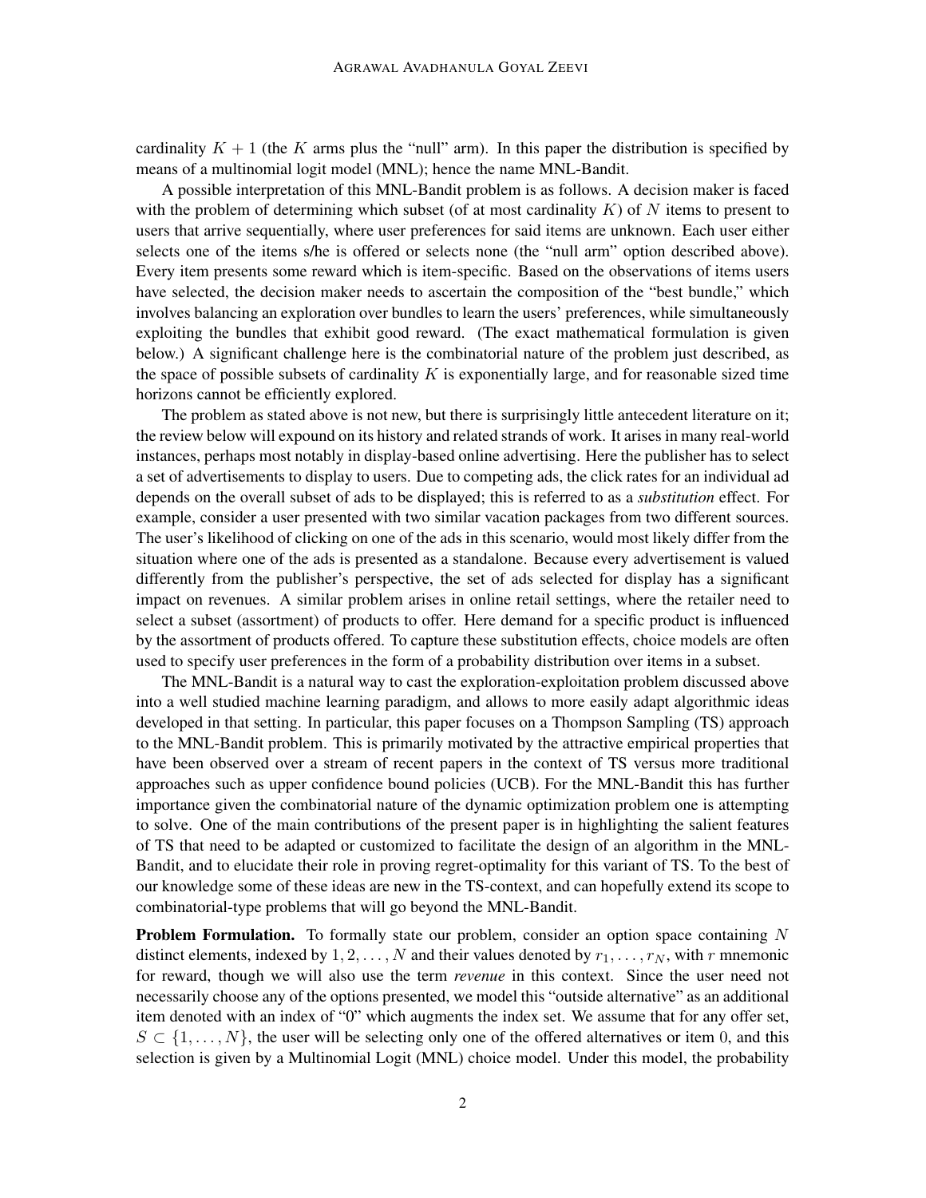cardinality $K + 1$ (the $K$ arms plus the "null" arm). In this paper the distribution is specified by means of a multinomial logit model (MNL); hence the name MNL-Bandit.

A possible interpretation of this MNL-Bandit problem is as follows. A decision maker is faced with the problem of determining which subset (of at most cardinality $K$) of $N$ items to present to users that arrive sequentially, where user preferences for said items are unknown. Each user either selects one of the items s/he is offered or selects none (the "null arm" option described above). Every item presents some reward which is item-specific. Based on the observations of items users have selected, the decision maker needs to ascertain the composition of the "best bundle," which involves balancing an exploration over bundles to learn the users' preferences, while simultaneously exploiting the bundles that exhibit good reward. (The exact mathematical formulation is given below.) A significant challenge here is the combinatorial nature of the problem just described, as the space of possible subsets of cardinality $K$ is exponentially large, and for reasonable sized time horizons cannot be efficiently explored.

The problem as stated above is not new, but there is surprisingly little antecedent literature on it; the review below will expound on its history and related strands of work. It arises in many real-world instances, perhaps most notably in display-based online advertising. Here the publisher has to select a set of advertisements to display to users. Due to competing ads, the click rates for an individual ad depends on the overall subset of ads to be displayed; this is referred to as a *substitution* effect. For example, consider a user presented with two similar vacation packages from two different sources. The user's likelihood of clicking on one of the ads in this scenario, would most likely differ from the situation where one of the ads is presented as a standalone. Because every advertisement is valued differently from the publisher's perspective, the set of ads selected for display has a significant impact on revenues. A similar problem arises in online retail settings, where the retailer need to select a subset (assortment) of products to offer. Here demand for a specific product is influenced by the assortment of products offered. To capture these substitution effects, choice models are often used to specify user preferences in the form of a probability distribution over items in a subset.

The MNL-Bandit is a natural way to cast the exploration-exploitation problem discussed above into a well studied machine learning paradigm, and allows to more easily adapt algorithmic ideas developed in that setting. In particular, this paper focuses on a Thompson Sampling (TS) approach to the MNL-Bandit problem. This is primarily motivated by the attractive empirical properties that have been observed over a stream of recent papers in the context of TS versus more traditional approaches such as upper confidence bound policies (UCB). For the MNL-Bandit this has further importance given the combinatorial nature of the dynamic optimization problem one is attempting to solve. One of the main contributions of the present paper is in highlighting the salient features of TS that need to be adapted or customized to facilitate the design of an algorithm in the MNL-Bandit, and to elucidate their role in proving regret-optimality for this variant of TS. To the best of our knowledge some of these ideas are new in the TS-context, and can hopefully extend its scope to combinatorial-type problems that will go beyond the MNL-Bandit.

**Problem Formulation.** To formally state our problem, consider an option space containing $N$ distinct elements, indexed by $1, 2, \ldots, N$ and their values denoted by $r_1, \ldots, r_N$, with $r$ mnemonic for reward, though we will also use the term *revenue* in this context. Since the user need not necessarily choose any of the options presented, we model this "outside alternative" as an additional item denoted with an index of "0" which augments the index set. We assume that for any offer set, $S \subset \{1, \ldots, N\}$, the user will be selecting only one of the offered alternatives or item 0, and this selection is given by a Multinomial Logit (MNL) choice model. Under this model, the probability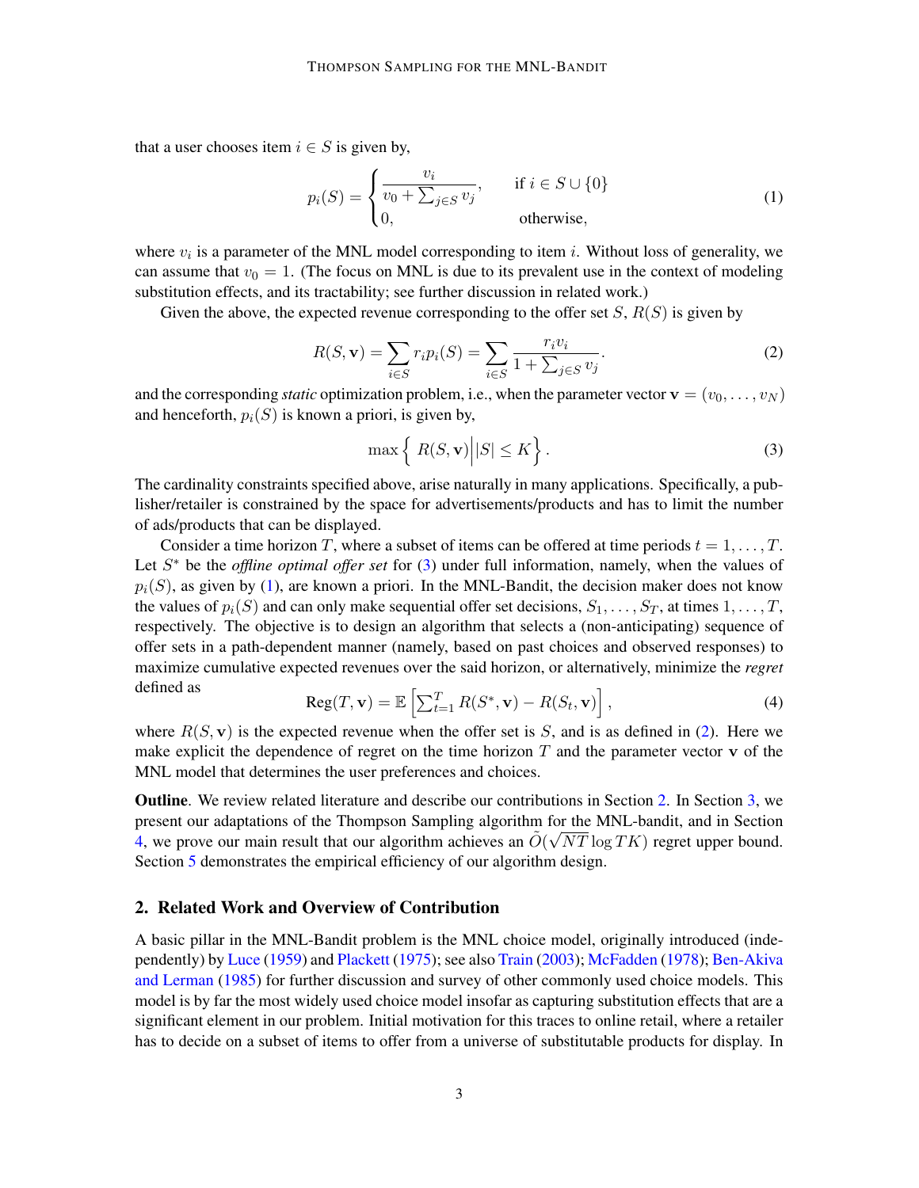that a user chooses item $i \in S$ is given by,

$$p_i(S) = \begin{cases} \dfrac{v_i}{v_0 + \sum_{j \in S} v_j}, & \text{if } i \in S \cup \{0\} \\ 0, & \text{otherwise,} \end{cases} \tag{1}$$

where $v_i$ is a parameter of the MNL model corresponding to item $i$. Without loss of generality, we can assume that $v_0 = 1$. (The focus on MNL is due to its prevalent use in the context of modeling substitution effects, and its tractability; see further discussion in related work.)

Given the above, the expected revenue corresponding to the offer set $S$, $R(S)$ is given by

$$R(S, \mathbf{v}) = \sum_{i \in S} r_i p_i(S) = \sum_{i \in S} \frac{r_i v_i}{1 + \sum_{j \in S} v_j}. \tag{2}$$

and the corresponding *static* optimization problem, i.e., when the parameter vector $\mathbf{v} = (v_0, \ldots, v_N)$ and henceforth, $p_i(S)$ is known a priori, is given by,

$$\max \left\{ R(S, \mathbf{v}) \middle| |S| \leq K \right\}. \tag{3}$$

The cardinality constraints specified above, arise naturally in many applications. Specifically, a publisher/retailer is constrained by the space for advertisements/products and has to limit the number of ads/products that can be displayed.

Consider a time horizon $T$, where a subset of items can be offered at time periods $t = 1, \ldots, T$. Let $S^*$ be the *offline optimal offer set* for (3) under full information, namely, when the values of $p_i(S)$, as given by (1), are known a priori. In the MNL-Bandit, the decision maker does not know the values of $p_i(S)$ and can only make sequential offer set decisions, $S_1, \ldots, S_T$, at times $1, \ldots, T$, respectively. The objective is to design an algorithm that selects a (non-anticipating) sequence of offer sets in a path-dependent manner (namely, based on past choices and observed responses) to maximize cumulative expected revenues over the said horizon, or alternatively, minimize the *regret* defined as

$$\text{Reg}(T, \mathbf{v}) = \mathbb{E}\left[ \textstyle\sum_{t=1}^{T} R(S^*, \mathbf{v}) - R(S_t, \mathbf{v}) \right], \tag{4}$$

where $R(S, \mathbf{v})$ is the expected revenue when the offer set is $S$, and is as defined in (2). Here we make explicit the dependence of regret on the time horizon $T$ and the parameter vector $\mathbf{v}$ of the MNL model that determines the user preferences and choices.

**Outline**. We review related literature and describe our contributions in Section 2. In Section 3, we present our adaptations of the Thompson Sampling algorithm for the MNL-bandit, and in Section 4, we prove our main result that our algorithm achieves an $\tilde{O}(\sqrt{NT} \log TK)$ regret upper bound. Section 5 demonstrates the empirical efficiency of our algorithm design.

## 2. Related Work and Overview of Contribution

A basic pillar in the MNL-Bandit problem is the MNL choice model, originally introduced (independently) by Luce (1959) and Plackett (1975); see also Train (2003); McFadden (1978); Ben-Akiva and Lerman (1985) for further discussion and survey of other commonly used choice models. This model is by far the most widely used choice model insofar as capturing substitution effects that are a significant element in our problem. Initial motivation for this traces to online retail, where a retailer has to decide on a subset of items to offer from a universe of substitutable products for display. In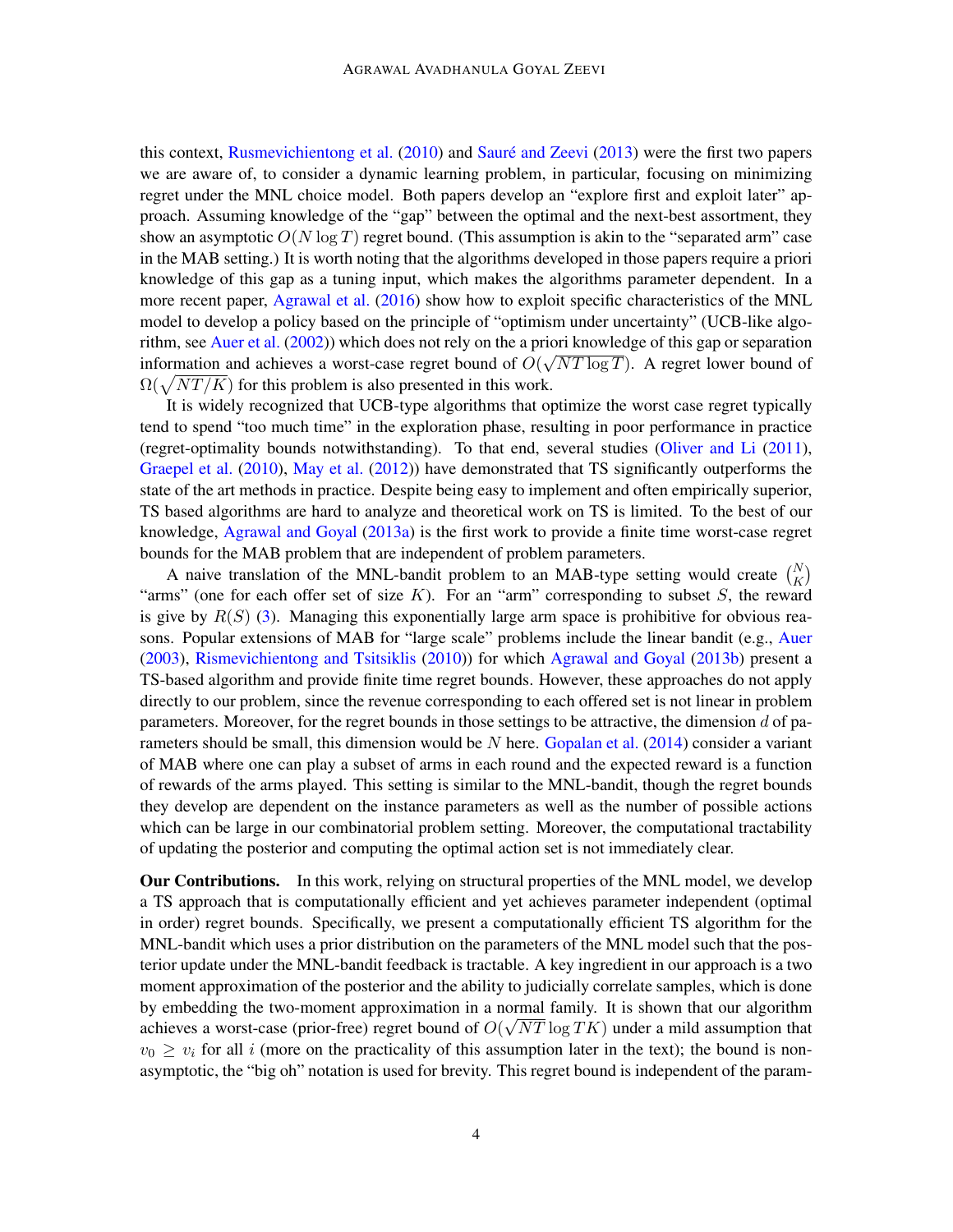this context, Rusmevichientong et al. (2010) and Sauré and Zeevi (2013) were the first two papers we are aware of, to consider a dynamic learning problem, in particular, focusing on minimizing regret under the MNL choice model. Both papers develop an "explore first and exploit later" approach. Assuming knowledge of the "gap" between the optimal and the next-best assortment, they show an asymptotic $O(N \log T)$ regret bound. (This assumption is akin to the "separated arm" case in the MAB setting.) It is worth noting that the algorithms developed in those papers require a priori knowledge of this gap as a tuning input, which makes the algorithms parameter dependent. In a more recent paper, Agrawal et al. (2016) show how to exploit specific characteristics of the MNL model to develop a policy based on the principle of "optimism under uncertainty" (UCB-like algorithm, see Auer et al. (2002)) which does not rely on the a priori knowledge of this gap or separation information and achieves a worst-case regret bound of $O(\sqrt{NT \log T})$. A regret lower bound of $\Omega(\sqrt{NT/K})$ for this problem is also presented in this work.

It is widely recognized that UCB-type algorithms that optimize the worst case regret typically tend to spend "too much time" in the exploration phase, resulting in poor performance in practice (regret-optimality bounds notwithstanding). To that end, several studies (Oliver and Li (2011), Graepel et al. (2010), May et al. (2012)) have demonstrated that TS significantly outperforms the state of the art methods in practice. Despite being easy to implement and often empirically superior, TS based algorithms are hard to analyze and theoretical work on TS is limited. To the best of our knowledge, Agrawal and Goyal (2013a) is the first work to provide a finite time worst-case regret bounds for the MAB problem that are independent of problem parameters.

A naive translation of the MNL-bandit problem to an MAB-type setting would create $\binom{N}{K}$ "arms" (one for each offer set of size $K$). For an "arm" corresponding to subset $S$, the reward is give by $R(S)$ (3). Managing this exponentially large arm space is prohibitive for obvious reasons. Popular extensions of MAB for "large scale" problems include the linear bandit (e.g., Auer (2003), Rismevichientong and Tsitsiklis (2010)) for which Agrawal and Goyal (2013b) present a TS-based algorithm and provide finite time regret bounds. However, these approaches do not apply directly to our problem, since the revenue corresponding to each offered set is not linear in problem parameters. Moreover, for the regret bounds in those settings to be attractive, the dimension $d$ of parameters should be small, this dimension would be $N$ here. Gopalan et al. (2014) consider a variant of MAB where one can play a subset of arms in each round and the expected reward is a function of rewards of the arms played. This setting is similar to the MNL-bandit, though the regret bounds they develop are dependent on the instance parameters as well as the number of possible actions which can be large in our combinatorial problem setting. Moreover, the computational tractability of updating the posterior and computing the optimal action set is not immediately clear.

**Our Contributions.** In this work, relying on structural properties of the MNL model, we develop a TS approach that is computationally efficient and yet achieves parameter independent (optimal in order) regret bounds. Specifically, we present a computationally efficient TS algorithm for the MNL-bandit which uses a prior distribution on the parameters of the MNL model such that the posterior update under the MNL-bandit feedback is tractable. A key ingredient in our approach is a two moment approximation of the posterior and the ability to judicially correlate samples, which is done by embedding the two-moment approximation in a normal family. It is shown that our algorithm achieves a worst-case (prior-free) regret bound of $O(\sqrt{NT} \log TK)$ under a mild assumption that $v_0 \geq v_i$ for all $i$ (more on the practicality of this assumption later in the text); the bound is non-asymptotic, the "big oh" notation is used for brevity. This regret bound is independent of the param-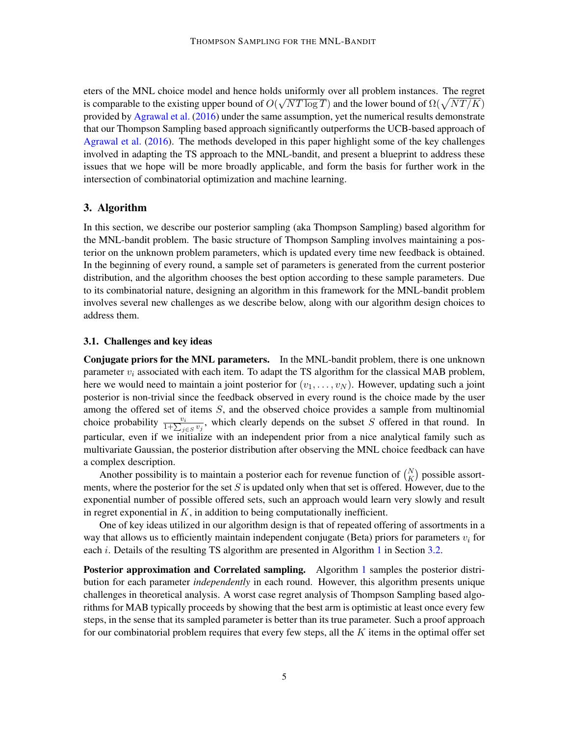eters of the MNL choice model and hence holds uniformly over all problem instances. The regret is comparable to the existing upper bound of $O(\sqrt{NT \log T})$ and the lower bound of $\Omega(\sqrt{NT/K})$ provided by Agrawal et al. (2016) under the same assumption, yet the numerical results demonstrate that our Thompson Sampling based approach significantly outperforms the UCB-based approach of Agrawal et al. (2016). The methods developed in this paper highlight some of the key challenges involved in adapting the TS approach to the MNL-bandit, and present a blueprint to address these issues that we hope will be more broadly applicable, and form the basis for further work in the intersection of combinatorial optimization and machine learning.

## 3. Algorithm

In this section, we describe our posterior sampling (aka Thompson Sampling) based algorithm for the MNL-bandit problem. The basic structure of Thompson Sampling involves maintaining a posterior on the unknown problem parameters, which is updated every time new feedback is obtained. In the beginning of every round, a sample set of parameters is generated from the current posterior distribution, and the algorithm chooses the best option according to these sample parameters. Due to its combinatorial nature, designing an algorithm in this framework for the MNL-bandit problem involves several new challenges as we describe below, along with our algorithm design choices to address them.

### 3.1. Challenges and key ideas

**Conjugate priors for the MNL parameters.** In the MNL-bandit problem, there is one unknown parameter $v_i$ associated with each item. To adapt the TS algorithm for the classical MAB problem, here we would need to maintain a joint posterior for $(v_1, \ldots, v_N)$. However, updating such a joint posterior is non-trivial since the feedback observed in every round is the choice made by the user among the offered set of items $S$, and the observed choice provides a sample from multinomial choice probability $\frac{v_i}{1+\sum_{j \in S} v_j}$, which clearly depends on the subset $S$ offered in that round. In particular, even if we initialize with an independent prior from a nice analytical family such as multivariate Gaussian, the posterior distribution after observing the MNL choice feedback can have a complex description.

Another possibility is to maintain a posterior each for revenue function of $\binom{N}{K}$ possible assortments, where the posterior for the set $S$ is updated only when that set is offered. However, due to the exponential number of possible offered sets, such an approach would learn very slowly and result in regret exponential in $K$, in addition to being computationally inefficient.

One of key ideas utilized in our algorithm design is that of repeated offering of assortments in a way that allows us to efficiently maintain independent conjugate (Beta) priors for parameters $v_i$ for each $i$. Details of the resulting TS algorithm are presented in Algorithm 1 in Section 3.2.

**Posterior approximation and Correlated sampling.** Algorithm 1 samples the posterior distribution for each parameter *independently* in each round. However, this algorithm presents unique challenges in theoretical analysis. A worst case regret analysis of Thompson Sampling based algorithms for MAB typically proceeds by showing that the best arm is optimistic at least once every few steps, in the sense that its sampled parameter is better than its true parameter. Such a proof approach for our combinatorial problem requires that every few steps, all the $K$ items in the optimal offer set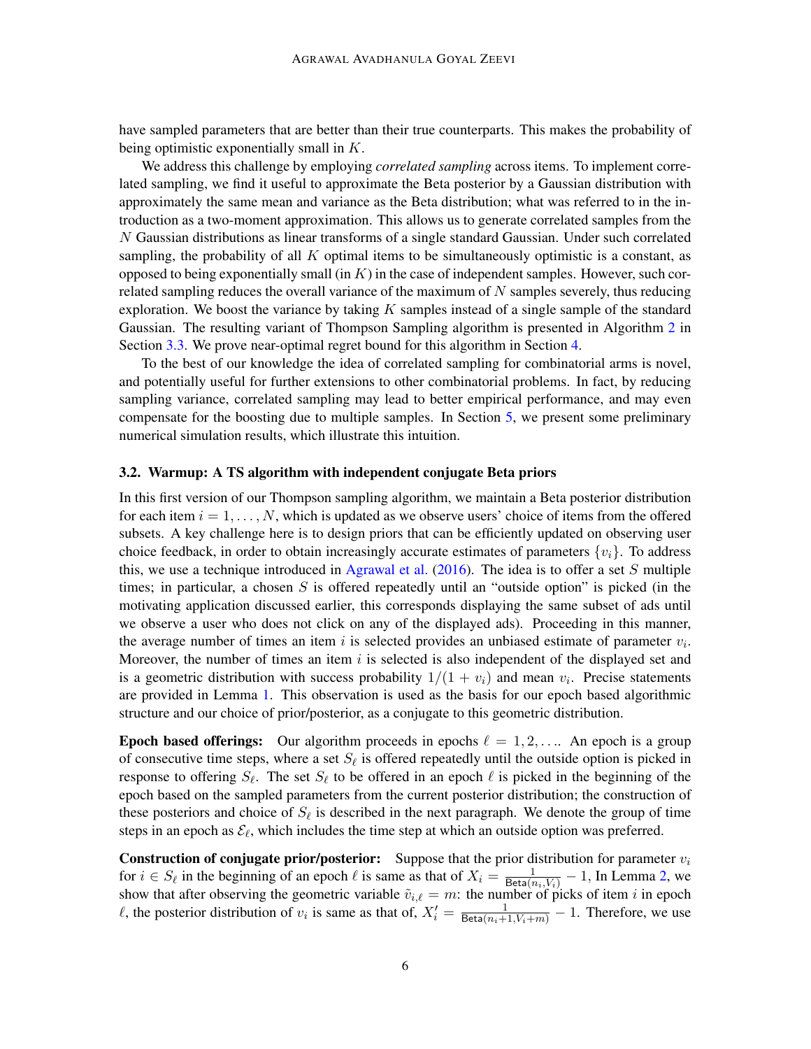have sampled parameters that are better than their true counterparts. This makes the probability of being optimistic exponentially small in $K$.

We address this challenge by employing *correlated sampling* across items. To implement correlated sampling, we find it useful to approximate the Beta posterior by a Gaussian distribution with approximately the same mean and variance as the Beta distribution; what was referred to in the introduction as a two-moment approximation. This allows us to generate correlated samples from the $N$ Gaussian distributions as linear transforms of a single standard Gaussian. Under such correlated sampling, the probability of all $K$ optimal items to be simultaneously optimistic is a constant, as opposed to being exponentially small (in $K$) in the case of independent samples. However, such correlated sampling reduces the overall variance of the maximum of $N$ samples severely, thus reducing exploration. We boost the variance by taking $K$ samples instead of a single sample of the standard Gaussian. The resulting variant of Thompson Sampling algorithm is presented in Algorithm 2 in Section 3.3. We prove near-optimal regret bound for this algorithm in Section 4.

To the best of our knowledge the idea of correlated sampling for combinatorial arms is novel, and potentially useful for further extensions to other combinatorial problems. In fact, by reducing sampling variance, correlated sampling may lead to better empirical performance, and may even compensate for the boosting due to multiple samples. In Section 5, we present some preliminary numerical simulation results, which illustrate this intuition.

### 3.2. Warmup: A TS algorithm with independent conjugate Beta priors

In this first version of our Thompson sampling algorithm, we maintain a Beta posterior distribution for each item $i = 1, \ldots, N$, which is updated as we observe users' choice of items from the offered subsets. A key challenge here is to design priors that can be efficiently updated on observing user choice feedback, in order to obtain increasingly accurate estimates of parameters $\{v_i\}$. To address this, we use a technique introduced in Agrawal et al. (2016). The idea is to offer a set $S$ multiple times; in particular, a chosen $S$ is offered repeatedly until an "outside option" is picked (in the motivating application discussed earlier, this corresponds displaying the same subset of ads until we observe a user who does not click on any of the displayed ads). Proceeding in this manner, the average number of times an item $i$ is selected provides an unbiased estimate of parameter $v_i$. Moreover, the number of times an item $i$ is selected is also independent of the displayed set and is a geometric distribution with success probability $1/(1 + v_i)$ and mean $v_i$. Precise statements are provided in Lemma 1. This observation is used as the basis for our epoch based algorithmic structure and our choice of prior/posterior, as a conjugate to this geometric distribution.

**Epoch based offerings:** Our algorithm proceeds in epochs $\ell = 1, 2, \ldots$. An epoch is a group of consecutive time steps, where a set $S_\ell$ is offered repeatedly until the outside option is picked in response to offering $S_\ell$. The set $S_\ell$ to be offered in an epoch $\ell$ is picked in the beginning of the epoch based on the sampled parameters from the current posterior distribution; the construction of these posteriors and choice of $S_\ell$ is described in the next paragraph. We denote the group of time steps in an epoch as $\mathcal{E}_\ell$, which includes the time step at which an outside option was preferred.

**Construction of conjugate prior/posterior:** Suppose that the prior distribution for parameter $v_i$ for $i \in S_\ell$ in the beginning of an epoch $\ell$ is same as that of $X_i = \frac{1}{\mathsf{Beta}(n_i, V_i)} - 1$, In Lemma 2, we show that after observing the geometric variable $\tilde{v}_{i,\ell} = m$: the number of picks of item $i$ in epoch $\ell$, the posterior distribution of $v_i$ is same as that of, $X'_i = \frac{1}{\mathsf{Beta}(n_i+1, V_i+m)} - 1$. Therefore, we use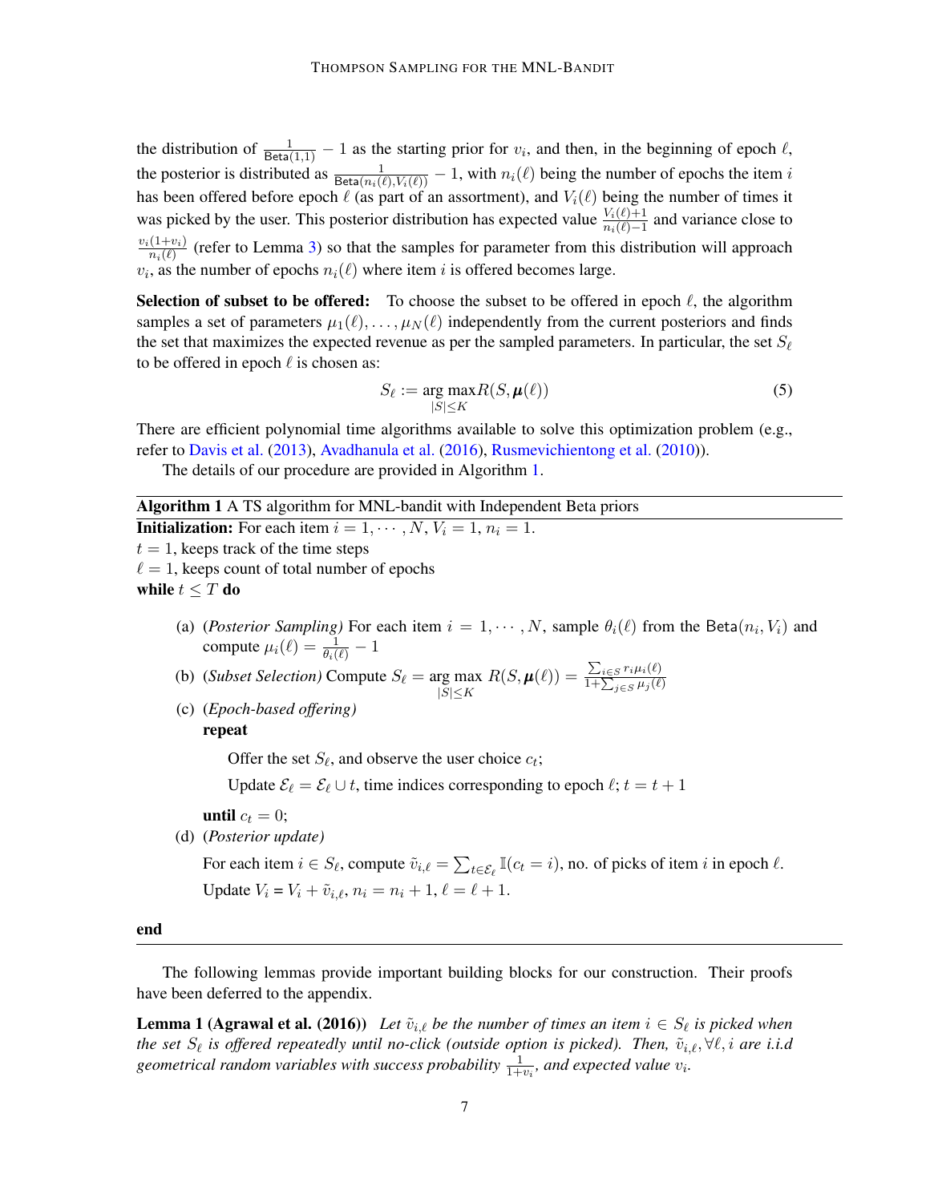the distribution of $\frac{1}{\mathsf{Beta}(1,1)} - 1$ as the starting prior for $v_i$, and then, in the beginning of epoch $\ell$, the posterior is distributed as $\frac{1}{\mathsf{Beta}(n_i(\ell), V_i(\ell))} - 1$, with $n_i(\ell)$ being the number of epochs the item $i$ has been offered before epoch $\ell$ (as part of an assortment), and $V_i(\ell)$ being the number of times it was picked by the user. This posterior distribution has expected value $\frac{V_i(\ell)+1}{n_i(\ell)-1}$ and variance close to $\frac{v_i(1+v_i)}{n_i(\ell)}$ (refer to Lemma 3) so that the samples for parameter from this distribution will approach $v_i$, as the number of epochs $n_i(\ell)$ where item $i$ is offered becomes large.

**Selection of subset to be offered:** To choose the subset to be offered in epoch $\ell$, the algorithm samples a set of parameters $\mu_1(\ell), \ldots, \mu_N(\ell)$ independently from the current posteriors and finds the set that maximizes the expected revenue as per the sampled parameters. In particular, the set $S_\ell$ to be offered in epoch $\ell$ is chosen as:

$$S_\ell := \underset{|S| \leq K}{\arg\max} R(S, \boldsymbol{\mu}(\ell)) \tag{5}$$

There are efficient polynomial time algorithms available to solve this optimization problem (e.g., refer to Davis et al. (2013), Avadhanula et al. (2016), Rusmevichientong et al. (2010)).

The details of our procedure are provided in Algorithm 1.

---

**Algorithm 1** A TS algorithm for MNL-bandit with Independent Beta priors

---

**Initialization:** For each item $i = 1, \cdots, N$, $V_i = 1$, $n_i = 1$.

$t = 1$, keeps track of the time steps

$\ell = 1$, keeps count of total number of epochs

**while** $t \leq T$ **do**

(a) (*Posterior Sampling*) For each item $i = 1, \cdots, N$, sample $\theta_i(\ell)$ from the $\mathsf{Beta}(n_i, V_i)$ and compute $\mu_i(\ell) = \frac{1}{\theta_i(\ell)} - 1$

(b) (*Subset Selection*) Compute $S_\ell = \underset{|S| \leq K}{\arg\max}\ R(S, \boldsymbol{\mu}(\ell)) = \frac{\sum_{i \in S} r_i \mu_i(\ell)}{1 + \sum_{j \in S} \mu_j(\ell)}$

(c) (*Epoch-based offering*)

**repeat**

Offer the set $S_\ell$, and observe the user choice $c_t$;

Update $\mathcal{E}_\ell = \mathcal{E}_\ell \cup t$, time indices corresponding to epoch $\ell$; $t = t + 1$

**until** $c_t = 0$;

(d) (*Posterior update*)

For each item $i \in S_\ell$, compute $\tilde{v}_{i,\ell} = \sum_{t \in \mathcal{E}_\ell} \mathbb{I}(c_t = i)$, no. of picks of item $i$ in epoch $\ell$.

Update $V_i = V_i + \tilde{v}_{i,\ell}$, $n_i = n_i + 1$, $\ell = \ell + 1$.

**end**

---

The following lemmas provide important building blocks for our construction. Their proofs have been deferred to the appendix.

**Lemma 1 (Agrawal et al. (2016))** *Let $\tilde{v}_{i,\ell}$ be the number of times an item $i \in S_\ell$ is picked when the set $S_\ell$ is offered repeatedly until no-click (outside option is picked). Then, $\tilde{v}_{i,\ell}, \forall \ell, i$ are i.i.d geometrical random variables with success probability $\frac{1}{1+v_i}$, and expected value $v_i$.*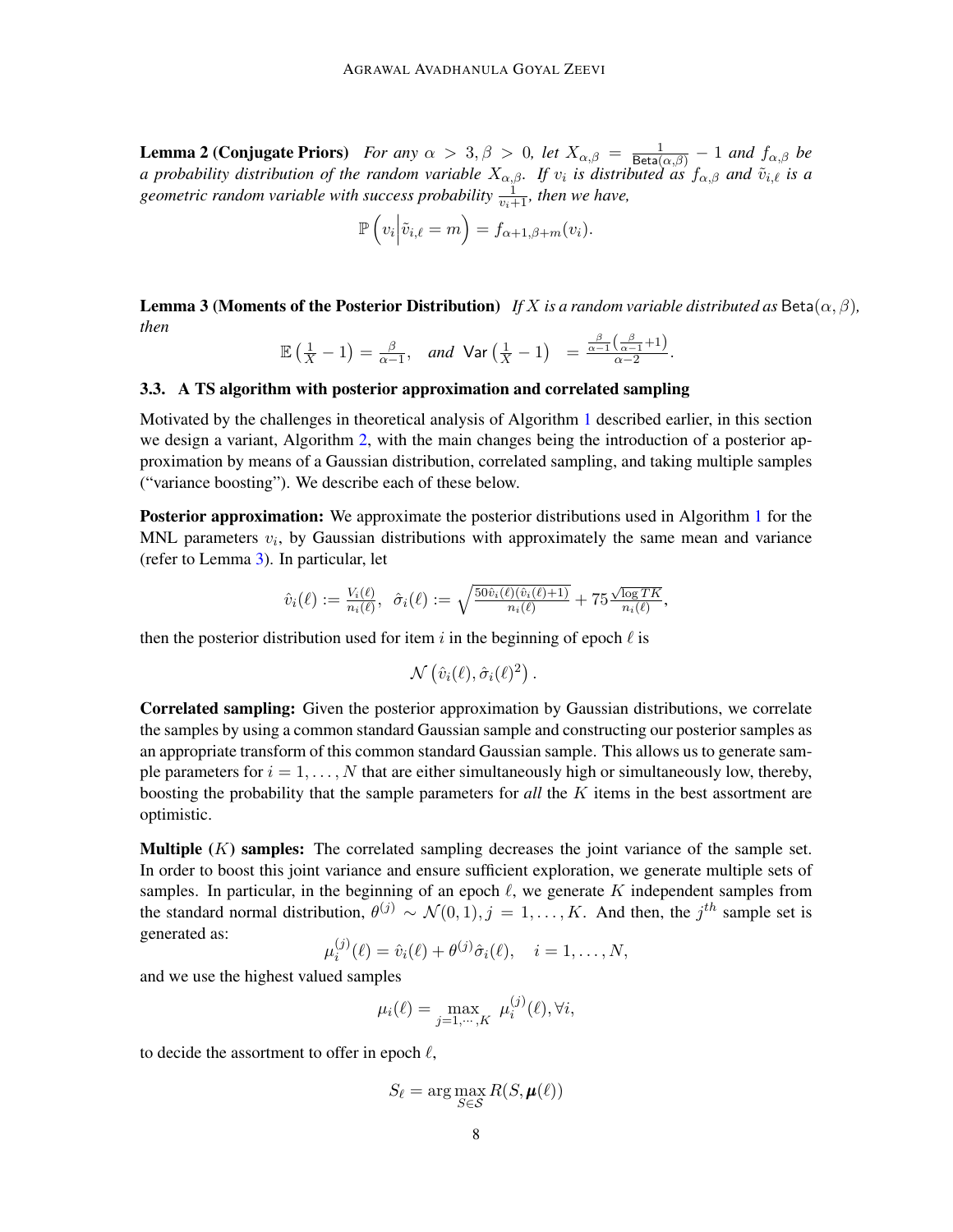**Lemma 2 (Conjugate Priors)** *For any $\alpha > 3, \beta > 0$, let $X_{\alpha,\beta} = \frac{1}{\mathsf{Beta}(\alpha,\beta)} - 1$ and $f_{\alpha,\beta}$ be a probability distribution of the random variable $X_{\alpha,\beta}$. If $v_i$ is distributed as $f_{\alpha,\beta}$ and $\tilde{v}_{i,\ell}$ is a geometric random variable with success probability $\frac{1}{v_i+1}$, then we have,*

$$\mathbb{P}\left(v_i \middle| \tilde{v}_{i,\ell} = m\right) = f_{\alpha+1,\beta+m}(v_i).$$

**Lemma 3 (Moments of the Posterior Distribution)** *If $X$ is a random variable distributed as $\mathsf{Beta}(\alpha, \beta)$, then*

$$\mathbb{E}\left(\tfrac{1}{X} - 1\right) = \tfrac{\beta}{\alpha-1}, \quad \textit{and } \mathsf{Var}\left(\tfrac{1}{X} - 1\right) \;\; = \frac{\frac{\beta}{\alpha-1}\left(\frac{\beta}{\alpha-1}+1\right)}{\alpha-2}.$$

### 3.3. A TS algorithm with posterior approximation and correlated sampling

Motivated by the challenges in theoretical analysis of Algorithm 1 described earlier, in this section we design a variant, Algorithm 2, with the main changes being the introduction of a posterior approximation by means of a Gaussian distribution, correlated sampling, and taking multiple samples ("variance boosting"). We describe each of these below.

**Posterior approximation:** We approximate the posterior distributions used in Algorithm 1 for the MNL parameters $v_i$, by Gaussian distributions with approximately the same mean and variance (refer to Lemma 3). In particular, let

$$\hat{v}_i(\ell) := \tfrac{V_i(\ell)}{n_i(\ell)}, \;\; \hat{\sigma}_i(\ell) := \sqrt{\tfrac{50\hat{v}_i(\ell)(\hat{v}_i(\ell)+1)}{n_i(\ell)}} + 75\tfrac{\sqrt{\log TK}}{n_i(\ell)},$$

then the posterior distribution used for item $i$ in the beginning of epoch $\ell$ is

$$\mathcal{N}\left(\hat{v}_i(\ell), \hat{\sigma}_i(\ell)^2\right).$$

**Correlated sampling:** Given the posterior approximation by Gaussian distributions, we correlate the samples by using a common standard Gaussian sample and constructing our posterior samples as an appropriate transform of this common standard Gaussian sample. This allows us to generate sample parameters for $i = 1, \ldots, N$ that are either simultaneously high or simultaneously low, thereby, boosting the probability that the sample parameters for *all* the $K$ items in the best assortment are optimistic.

**Multiple ($K$) samples:** The correlated sampling decreases the joint variance of the sample set. In order to boost this joint variance and ensure sufficient exploration, we generate multiple sets of samples. In particular, in the beginning of an epoch $\ell$, we generate $K$ independent samples from the standard normal distribution, $\theta^{(j)} \sim \mathcal{N}(0,1), j = 1, \ldots, K$. And then, the $j^{th}$ sample set is generated as:

$$\mu_i^{(j)}(\ell) = \hat{v}_i(\ell) + \theta^{(j)}\hat{\sigma}_i(\ell), \quad i = 1, \ldots, N,$$

and we use the highest valued samples

$$\mu_i(\ell) = \max_{j=1,\cdots,K} \; \mu_i^{(j)}(\ell), \forall i,$$

to decide the assortment to offer in epoch $\ell$,

$$S_\ell = \arg\max_{S \in \mathcal{S}} R(S, \boldsymbol{\mu}(\ell))$$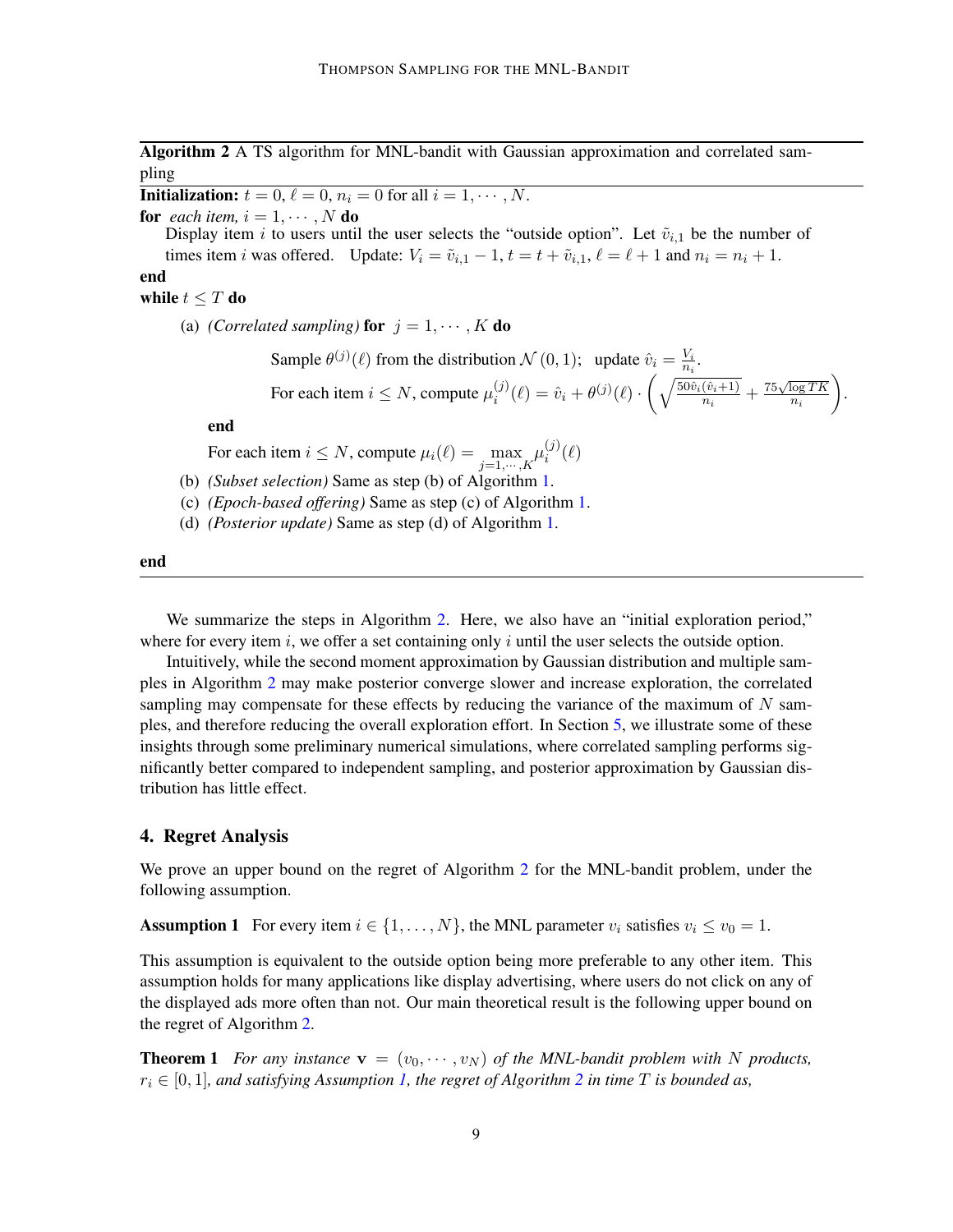---

**Algorithm 2** A TS algorithm for MNL-bandit with Gaussian approximation and correlated sampling

---

**Initialization:** $t = 0$, $\ell = 0$, $n_i = 0$ for all $i = 1, \cdots, N$.

**for** *each item,* $i = 1, \cdots, N$ **do**

  Display item $i$ to users until the user selects the "outside option". Let $\tilde{v}_{i,1}$ be the number of times item $i$ was offered. Update: $V_i = \tilde{v}_{i,1} - 1$, $t = t + \tilde{v}_{i,1}$, $\ell = \ell + 1$ and $n_i = n_i + 1$.

**end**

**while** $t \leq T$ **do**

  (a) *(Correlated sampling)* **for** $j = 1, \cdots, K$ **do**

    Sample $\theta^{(j)}(\ell)$ from the distribution $\mathcal{N}(0, 1)$; update $\hat{v}_i = \frac{V_i}{n_i}$.

    For each item $i \leq N$, compute $\mu_i^{(j)}(\ell) = \hat{v}_i + \theta^{(j)}(\ell) \cdot \left( \sqrt{\frac{50\hat{v}_i(\hat{v}_i+1)}{n_i}} + \frac{75\sqrt{\log TK}}{n_i} \right)$.

  **end**

  For each item $i \leq N$, compute $\mu_i(\ell) = \max\limits_{j=1,\cdots,K} \mu_i^{(j)}(\ell)$

  (b) *(Subset selection)* Same as step (b) of Algorithm 1.

  (c) *(Epoch-based offering)* Same as step (c) of Algorithm 1.

  (d) *(Posterior update)* Same as step (d) of Algorithm 1.

**end**

---

We summarize the steps in Algorithm 2. Here, we also have an "initial exploration period," where for every item $i$, we offer a set containing only $i$ until the user selects the outside option.

Intuitively, while the second moment approximation by Gaussian distribution and multiple samples in Algorithm 2 may make posterior converge slower and increase exploration, the correlated sampling may compensate for these effects by reducing the variance of the maximum of $N$ samples, and therefore reducing the overall exploration effort. In Section 5, we illustrate some of these insights through some preliminary numerical simulations, where correlated sampling performs significantly better compared to independent sampling, and posterior approximation by Gaussian distribution has little effect.

## 4. Regret Analysis

We prove an upper bound on the regret of Algorithm 2 for the MNL-bandit problem, under the following assumption.

**Assumption 1** For every item $i \in \{1, \ldots, N\}$, the MNL parameter $v_i$ satisfies $v_i \leq v_0 = 1$.

This assumption is equivalent to the outside option being more preferable to any other item. This assumption holds for many applications like display advertising, where users do not click on any of the displayed ads more often than not. Our main theoretical result is the following upper bound on the regret of Algorithm 2.

**Theorem 1** *For any instance* $\mathbf{v} = (v_0, \cdots, v_N)$ *of the MNL-bandit problem with* $N$ *products,* $r_i \in [0, 1]$*, and satisfying Assumption 1, the regret of Algorithm 2 in time* $T$ *is bounded as,*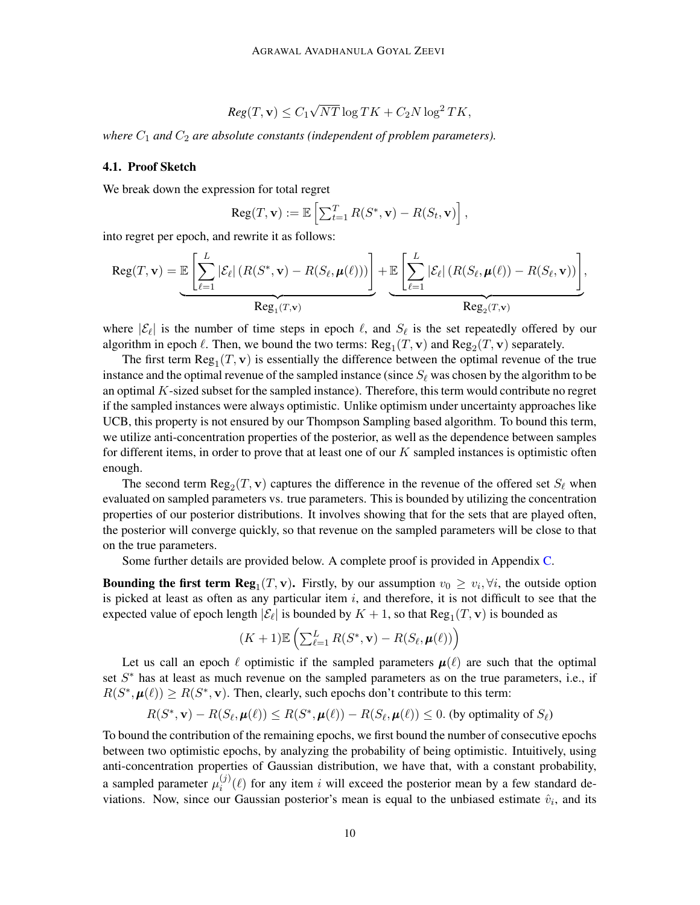$$Reg(T, \mathbf{v}) \leq C_1 \sqrt{NT} \log TK + C_2 N \log^2 TK,$$

*where $C_1$ and $C_2$ are absolute constants (independent of problem parameters).*

### 4.1. Proof Sketch

We break down the expression for total regret

$$\text{Reg}(T, \mathbf{v}) := \mathbb{E}\left[\sum_{t=1}^{T} R(S^*, \mathbf{v}) - R(S_t, \mathbf{v})\right],$$

into regret per epoch, and rewrite it as follows:

$$\text{Reg}(T, \mathbf{v}) = \underbrace{\mathbb{E}\left[\sum_{\ell=1}^{L} |\mathcal{E}_\ell| \left(R(S^*, \mathbf{v}) - R(S_\ell, \boldsymbol{\mu}(\ell))\right)\right]}_{\text{Reg}_1(T,\mathbf{v})} + \underbrace{\mathbb{E}\left[\sum_{\ell=1}^{L} |\mathcal{E}_\ell| \left(R(S_\ell, \boldsymbol{\mu}(\ell)) - R(S_\ell, \mathbf{v})\right)\right]}_{\text{Reg}_2(T,\mathbf{v})},$$

where $|\mathcal{E}_\ell|$ is the number of time steps in epoch $\ell$, and $S_\ell$ is the set repeatedly offered by our algorithm in epoch $\ell$. Then, we bound the two terms: $\text{Reg}_1(T, \mathbf{v})$ and $\text{Reg}_2(T, \mathbf{v})$ separately.

The first term $\text{Reg}_1(T, \mathbf{v})$ is essentially the difference between the optimal revenue of the true instance and the optimal revenue of the sampled instance (since $S_\ell$ was chosen by the algorithm to be an optimal $K$-sized subset for the sampled instance). Therefore, this term would contribute no regret if the sampled instances were always optimistic. Unlike optimism under uncertainty approaches like UCB, this property is not ensured by our Thompson Sampling based algorithm. To bound this term, we utilize anti-concentration properties of the posterior, as well as the dependence between samples for different items, in order to prove that at least one of our $K$ sampled instances is optimistic often enough.

The second term $\text{Reg}_2(T, \mathbf{v})$ captures the difference in the revenue of the offered set $S_\ell$ when evaluated on sampled parameters vs. true parameters. This is bounded by utilizing the concentration properties of our posterior distributions. It involves showing that for the sets that are played often, the posterior will converge quickly, so that revenue on the sampled parameters will be close to that on the true parameters.

Some further details are provided below. A complete proof is provided in Appendix C.

**Bounding the first term $\text{Reg}_1(T, \mathbf{v})$.** Firstly, by our assumption $v_0 \geq v_i, \forall i$, the outside option is picked at least as often as any particular item $i$, and therefore, it is not difficult to see that the expected value of epoch length $|\mathcal{E}_\ell|$ is bounded by $K + 1$, so that $\text{Reg}_1(T, \mathbf{v})$ is bounded as

$$(K+1)\mathbb{E}\left(\sum_{\ell=1}^{L} R(S^*, \mathbf{v}) - R(S_\ell, \boldsymbol{\mu}(\ell))\right)$$

Let us call an epoch $\ell$ optimistic if the sampled parameters $\boldsymbol{\mu}(\ell)$ are such that the optimal set $S^*$ has at least as much revenue on the sampled parameters as on the true parameters, i.e., if $R(S^*, \boldsymbol{\mu}(\ell)) \geq R(S^*, \mathbf{v})$. Then, clearly, such epochs don't contribute to this term:

$$R(S^*, \mathbf{v}) - R(S_\ell, \boldsymbol{\mu}(\ell)) \leq R(S^*, \boldsymbol{\mu}(\ell)) - R(S_\ell, \boldsymbol{\mu}(\ell)) \leq 0. \text{ (by optimality of } S_\ell\text{)}$$

To bound the contribution of the remaining epochs, we first bound the number of consecutive epochs between two optimistic epochs, by analyzing the probability of being optimistic. Intuitively, using anti-concentration properties of Gaussian distribution, we have that, with a constant probability, a sampled parameter $\mu_i^{(j)}(\ell)$ for any item $i$ will exceed the posterior mean by a few standard deviations. Now, since our Gaussian posterior's mean is equal to the unbiased estimate $\hat{v}_i$, and its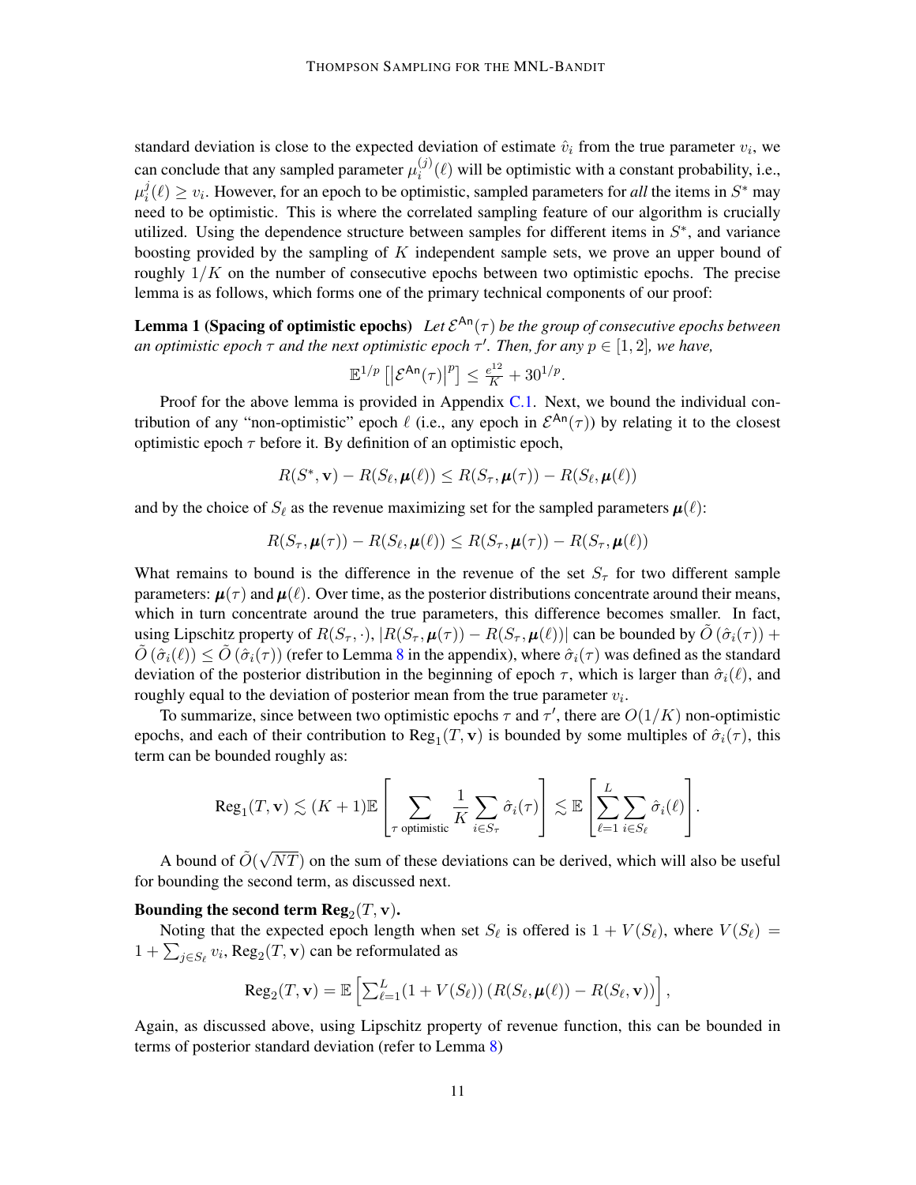standard deviation is close to the expected deviation of estimate $\hat{v}_i$ from the true parameter $v_i$, we can conclude that any sampled parameter $\mu_i^{(j)}(\ell)$ will be optimistic with a constant probability, i.e., $\mu_i^j(\ell) \geq v_i$. However, for an epoch to be optimistic, sampled parameters for *all* the items in $S^*$ may need to be optimistic. This is where the correlated sampling feature of our algorithm is crucially utilized. Using the dependence structure between samples for different items in $S^*$, and variance boosting provided by the sampling of $K$ independent sample sets, we prove an upper bound of roughly $1/K$ on the number of consecutive epochs between two optimistic epochs. The precise lemma is as follows, which forms one of the primary technical components of our proof:

**Lemma 1 (Spacing of optimistic epochs)** *Let $\mathcal{E}^{\mathsf{An}}(\tau)$ be the group of consecutive epochs between an optimistic epoch $\tau$ and the next optimistic epoch $\tau'$. Then, for any $p \in [1, 2]$, we have,*

$$\mathbb{E}^{1/p}\left[\left|\mathcal{E}^{\mathsf{An}}(\tau)\right|^p\right] \leq \tfrac{e^{12}}{K} + 30^{1/p}.$$

Proof for the above lemma is provided in Appendix C.1. Next, we bound the individual contribution of any "non-optimistic" epoch $\ell$ (i.e., any epoch in $\mathcal{E}^{\mathsf{An}}(\tau)$) by relating it to the closest optimistic epoch $\tau$ before it. By definition of an optimistic epoch,

$$R(S^*, \mathbf{v}) - R(S_\ell, \boldsymbol{\mu}(\ell)) \leq R(S_\tau, \boldsymbol{\mu}(\tau)) - R(S_\ell, \boldsymbol{\mu}(\ell))$$

and by the choice of $S_\ell$ as the revenue maximizing set for the sampled parameters $\boldsymbol{\mu}(\ell)$:

$$R(S_\tau, \boldsymbol{\mu}(\tau)) - R(S_\ell, \boldsymbol{\mu}(\ell)) \leq R(S_\tau, \boldsymbol{\mu}(\tau)) - R(S_\tau, \boldsymbol{\mu}(\ell))$$

What remains to bound is the difference in the revenue of the set $S_\tau$ for two different sample parameters: $\boldsymbol{\mu}(\tau)$ and $\boldsymbol{\mu}(\ell)$. Over time, as the posterior distributions concentrate around their means, which in turn concentrate around the true parameters, this difference becomes smaller. In fact, using Lipschitz property of $R(S_\tau, \cdot)$, $|R(S_\tau, \boldsymbol{\mu}(\tau)) - R(S_\tau, \boldsymbol{\mu}(\ell))|$ can be bounded by $\tilde{O}\left(\hat{\sigma}_i(\tau)\right) + \tilde{O}\left(\hat{\sigma}_i(\ell)\right) \leq \tilde{O}\left(\hat{\sigma}_i(\tau)\right)$ (refer to Lemma 8 in the appendix), where $\hat{\sigma}_i(\tau)$ was defined as the standard deviation of the posterior distribution in the beginning of epoch $\tau$, which is larger than $\hat{\sigma}_i(\ell)$, and roughly equal to the deviation of posterior mean from the true parameter $v_i$.

To summarize, since between two optimistic epochs $\tau$ and $\tau'$, there are $O(1/K)$ non-optimistic epochs, and each of their contribution to $\mathrm{Reg}_1(T, \mathbf{v})$ is bounded by some multiples of $\hat{\sigma}_i(\tau)$, this term can be bounded roughly as:

$$\mathrm{Reg}_1(T, \mathbf{v}) \lesssim (K+1)\mathbb{E}\left[\sum_{\tau \text{ optimistic}} \frac{1}{K}\sum_{i \in S_\tau} \hat{\sigma}_i(\tau)\right] \lesssim \mathbb{E}\left[\sum_{\ell=1}^{L}\sum_{i \in S_\ell} \hat{\sigma}_i(\ell)\right].$$

A bound of $\tilde{O}(\sqrt{NT})$ on the sum of these deviations can be derived, which will also be useful for bounding the second term, as discussed next.

**Bounding the second term $\mathrm{Reg}_2(T, \mathbf{v})$.**

Noting that the expected epoch length when set $S_\ell$ is offered is $1 + V(S_\ell)$, where $V(S_\ell) = 1 + \sum_{j \in S_\ell} v_i$, $\mathrm{Reg}_2(T, \mathbf{v})$ can be reformulated as

$$\mathrm{Reg}_2(T, \mathbf{v}) = \mathbb{E}\left[\textstyle\sum_{\ell=1}^{L}(1 + V(S_\ell))\left(R(S_\ell, \boldsymbol{\mu}(\ell)) - R(S_\ell, \mathbf{v})\right)\right],$$

Again, as discussed above, using Lipschitz property of revenue function, this can be bounded in terms of posterior standard deviation (refer to Lemma 8)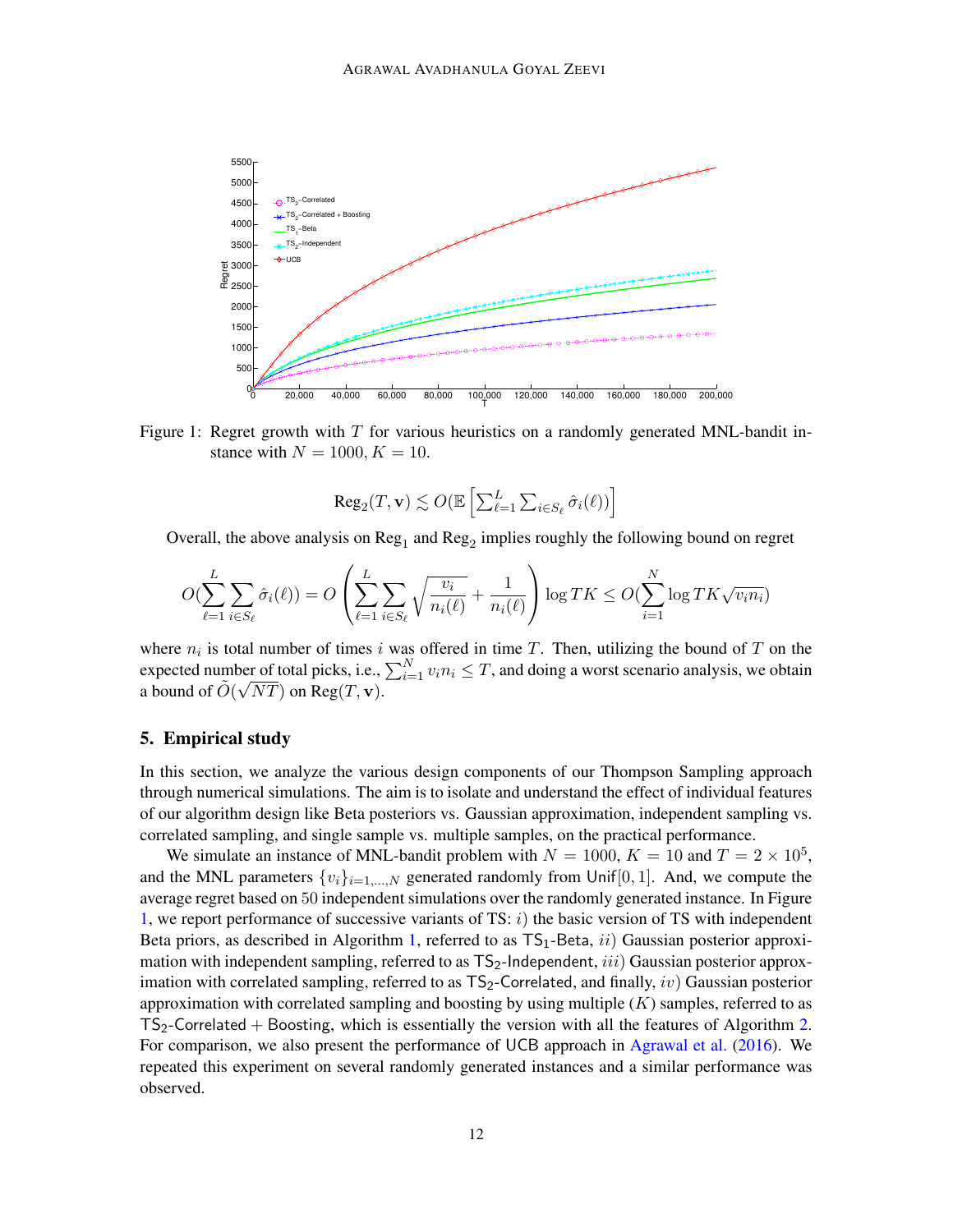Figure 1: Regret growth with $T$ for various heuristics on a randomly generated MNL-bandit instance with $N = 1000, K = 10$.

$$\text{Reg}_2(T, \mathbf{v}) \lesssim O(\mathbb{E}\left[\sum_{\ell=1}^{L} \sum_{i \in S_\ell} \hat{\sigma}_i(\ell))\right]$$

Overall, the above analysis on $\text{Reg}_1$ and $\text{Reg}_2$ implies roughly the following bound on regret

$$O(\sum_{\ell=1}^{L} \sum_{i \in S_\ell} \hat{\sigma}_i(\ell)) = O\left(\sum_{\ell=1}^{L} \sum_{i \in S_\ell} \sqrt{\frac{v_i}{n_i(\ell)}} + \frac{1}{n_i(\ell)}\right) \log TK \leq O(\sum_{i=1}^{N} \log TK \sqrt{v_i n_i})$$

where $n_i$ is total number of times $i$ was offered in time $T$. Then, utilizing the bound of $T$ on the expected number of total picks, i.e., $\sum_{i=1}^{N} v_i n_i \leq T$, and doing a worst scenario analysis, we obtain a bound of $\tilde{O}(\sqrt{NT})$ on $\text{Reg}(T, \mathbf{v})$.

## 5. Empirical study

In this section, we analyze the various design components of our Thompson Sampling approach through numerical simulations. The aim is to isolate and understand the effect of individual features of our algorithm design like Beta posteriors vs. Gaussian approximation, independent sampling vs. correlated sampling, and single sample vs. multiple samples, on the practical performance.

We simulate an instance of MNL-bandit problem with $N = 1000$, $K = 10$ and $T = 2 \times 10^5$, and the MNL parameters $\{v_i\}_{i=1,\ldots,N}$ generated randomly from Unif$[0, 1]$. And, we compute the average regret based on 50 independent simulations over the randomly generated instance. In Figure 1, we report performance of successive variants of TS: $i)$ the basic version of TS with independent Beta priors, as described in Algorithm 1, referred to as $\text{TS}_1$-Beta, $ii)$ Gaussian posterior approximation with independent sampling, referred to as $\text{TS}_2$-Independent, $iii)$ Gaussian posterior approximation with correlated sampling, referred to as $\text{TS}_2$-Correlated, and finally, $iv)$ Gaussian posterior approximation with correlated sampling and boosting by using multiple ($K$) samples, referred to as $\text{TS}_2$-Correlated + Boosting, which is essentially the version with all the features of Algorithm 2. For comparison, we also present the performance of UCB approach in Agrawal et al. (2016). We repeated this experiment on several randomly generated instances and a similar performance was observed.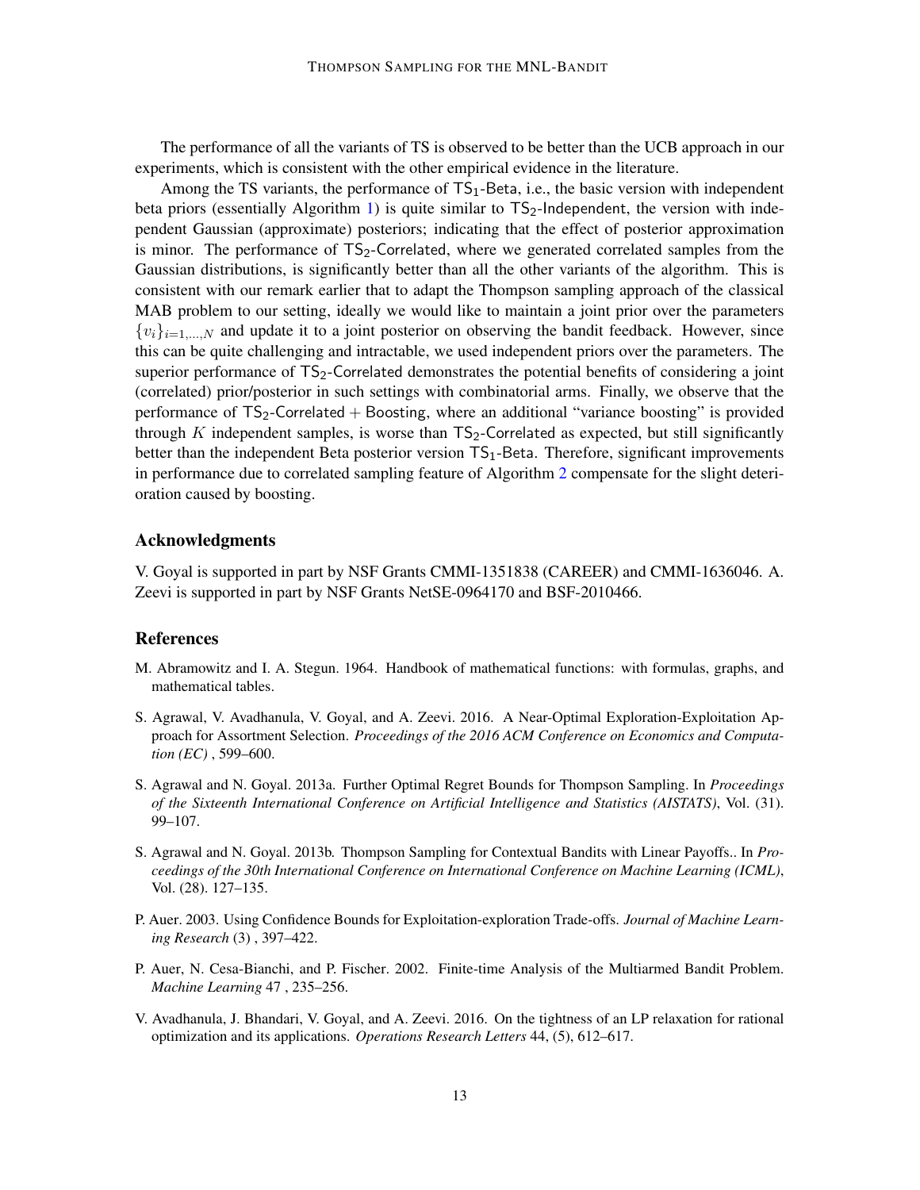The performance of all the variants of TS is observed to be better than the UCB approach in our experiments, which is consistent with the other empirical evidence in the literature.

Among the TS variants, the performance of $\mathsf{TS}_1$-Beta, i.e., the basic version with independent beta priors (essentially Algorithm 1) is quite similar to $\mathsf{TS}_2$-Independent, the version with independent Gaussian (approximate) posteriors; indicating that the effect of posterior approximation is minor. The performance of $\mathsf{TS}_2$-Correlated, where we generated correlated samples from the Gaussian distributions, is significantly better than all the other variants of the algorithm. This is consistent with our remark earlier that to adapt the Thompson sampling approach of the classical MAB problem to our setting, ideally we would like to maintain a joint prior over the parameters $\{v_i\}_{i=1,\ldots,N}$ and update it to a joint posterior on observing the bandit feedback. However, since this can be quite challenging and intractable, we used independent priors over the parameters. The superior performance of $\mathsf{TS}_2$-Correlated demonstrates the potential benefits of considering a joint (correlated) prior/posterior in such settings with combinatorial arms. Finally, we observe that the performance of $\mathsf{TS}_2$-Correlated + Boosting, where an additional "variance boosting" is provided through $K$ independent samples, is worse than $\mathsf{TS}_2$-Correlated as expected, but still significantly better than the independent Beta posterior version $\mathsf{TS}_1$-Beta. Therefore, significant improvements in performance due to correlated sampling feature of Algorithm 2 compensate for the slight deterioration caused by boosting.

## Acknowledgments

V. Goyal is supported in part by NSF Grants CMMI-1351838 (CAREER) and CMMI-1636046. A. Zeevi is supported in part by NSF Grants NetSE-0964170 and BSF-2010466.

## References

M. Abramowitz and I. A. Stegun. 1964. Handbook of mathematical functions: with formulas, graphs, and mathematical tables.

S. Agrawal, V. Avadhanula, V. Goyal, and A. Zeevi. 2016. A Near-Optimal Exploration-Exploitation Approach for Assortment Selection. *Proceedings of the 2016 ACM Conference on Economics and Computation (EC)* , 599–600.

S. Agrawal and N. Goyal. 2013a. Further Optimal Regret Bounds for Thompson Sampling. In *Proceedings of the Sixteenth International Conference on Artificial Intelligence and Statistics (AISTATS)*, Vol. (31). 99–107.

S. Agrawal and N. Goyal. 2013b. Thompson Sampling for Contextual Bandits with Linear Payoffs.. In *Proceedings of the 30th International Conference on International Conference on Machine Learning (ICML)*, Vol. (28). 127–135.

P. Auer. 2003. Using Confidence Bounds for Exploitation-exploration Trade-offs. *Journal of Machine Learning Research* (3) , 397–422.

P. Auer, N. Cesa-Bianchi, and P. Fischer. 2002. Finite-time Analysis of the Multiarmed Bandit Problem. *Machine Learning* 47 , 235–256.

V. Avadhanula, J. Bhandari, V. Goyal, and A. Zeevi. 2016. On the tightness of an LP relaxation for rational optimization and its applications. *Operations Research Letters* 44, (5), 612–617.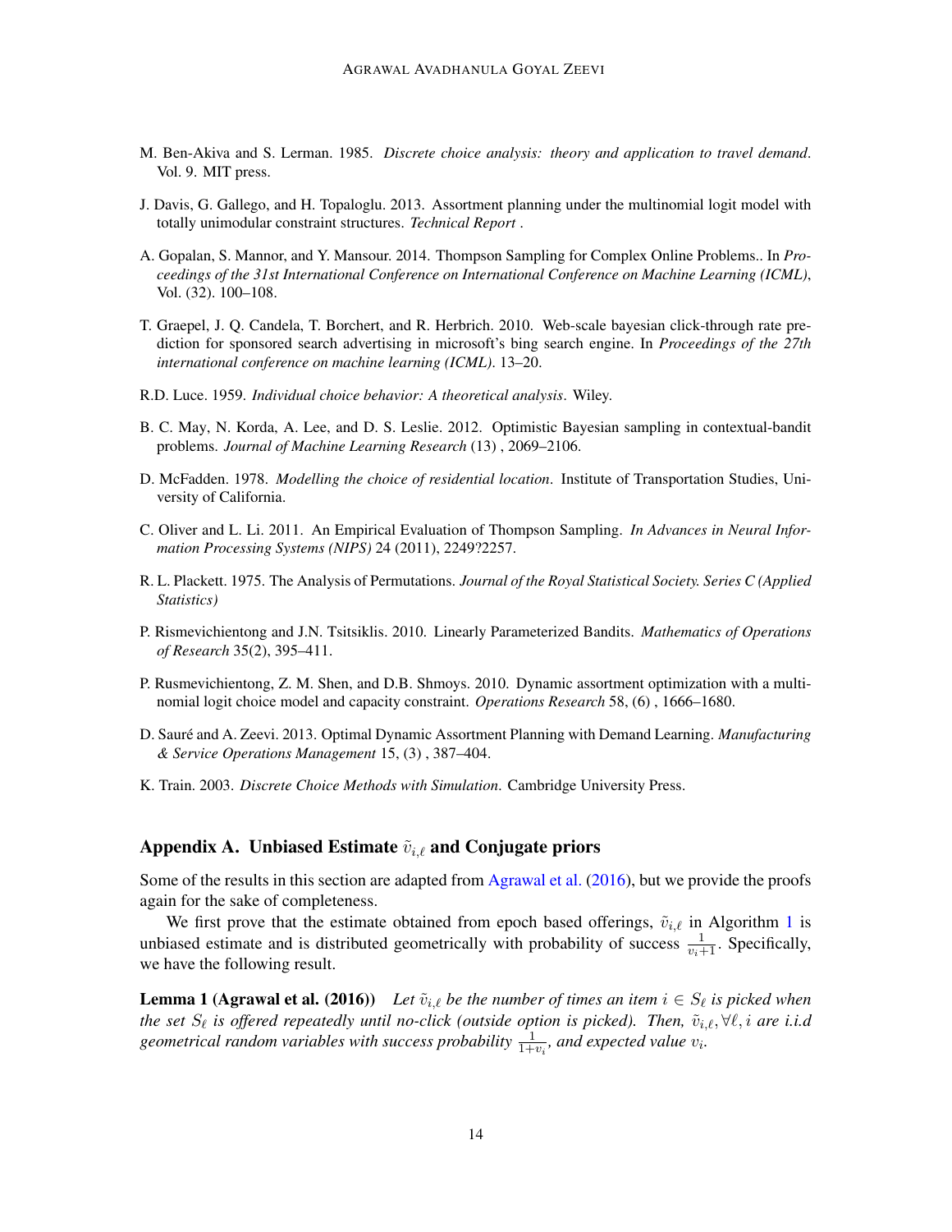M. Ben-Akiva and S. Lerman. 1985. *Discrete choice analysis: theory and application to travel demand*. Vol. 9. MIT press.

J. Davis, G. Gallego, and H. Topaloglu. 2013. Assortment planning under the multinomial logit model with totally unimodular constraint structures. *Technical Report* .

A. Gopalan, S. Mannor, and Y. Mansour. 2014. Thompson Sampling for Complex Online Problems.. In *Proceedings of the 31st International Conference on International Conference on Machine Learning (ICML)*, Vol. (32). 100–108.

T. Graepel, J. Q. Candela, T. Borchert, and R. Herbrich. 2010. Web-scale bayesian click-through rate prediction for sponsored search advertising in microsoft's bing search engine. In *Proceedings of the 27th international conference on machine learning (ICML)*. 13–20.

R.D. Luce. 1959. *Individual choice behavior: A theoretical analysis*. Wiley.

B. C. May, N. Korda, A. Lee, and D. S. Leslie. 2012. Optimistic Bayesian sampling in contextual-bandit problems. *Journal of Machine Learning Research* (13) , 2069–2106.

D. McFadden. 1978. *Modelling the choice of residential location*. Institute of Transportation Studies, University of California.

C. Oliver and L. Li. 2011. An Empirical Evaluation of Thompson Sampling. *In Advances in Neural Information Processing Systems (NIPS)* 24 (2011), 2249?2257.

R. L. Plackett. 1975. The Analysis of Permutations. *Journal of the Royal Statistical Society. Series C (Applied Statistics)*

P. Rismevichientong and J.N. Tsitsiklis. 2010. Linearly Parameterized Bandits. *Mathematics of Operations of Research* 35(2), 395–411.

P. Rusmevichientong, Z. M. Shen, and D.B. Shmoys. 2010. Dynamic assortment optimization with a multinomial logit choice model and capacity constraint. *Operations Research* 58, (6) , 1666–1680.

D. Sauré and A. Zeevi. 2013. Optimal Dynamic Assortment Planning with Demand Learning. *Manufacturing & Service Operations Management* 15, (3) , 387–404.

K. Train. 2003. *Discrete Choice Methods with Simulation*. Cambridge University Press.

## Appendix A. Unbiased Estimate $\tilde{v}_{i,\ell}$ and Conjugate priors

Some of the results in this section are adapted from Agrawal et al. (2016), but we provide the proofs again for the sake of completeness.

We first prove that the estimate obtained from epoch based offerings, $\tilde{v}_{i,\ell}$ in Algorithm 1 is unbiased estimate and is distributed geometrically with probability of success $\frac{1}{v_i+1}$. Specifically, we have the following result.

**Lemma 1 (Agrawal et al. (2016))** *Let $\tilde{v}_{i,\ell}$ be the number of times an item $i \in S_\ell$ is picked when the set $S_\ell$ is offered repeatedly until no-click (outside option is picked). Then, $\tilde{v}_{i,\ell}, \forall \ell, i$ are i.i.d geometrical random variables with success probability $\frac{1}{1+v_i}$, and expected value $v_i$.*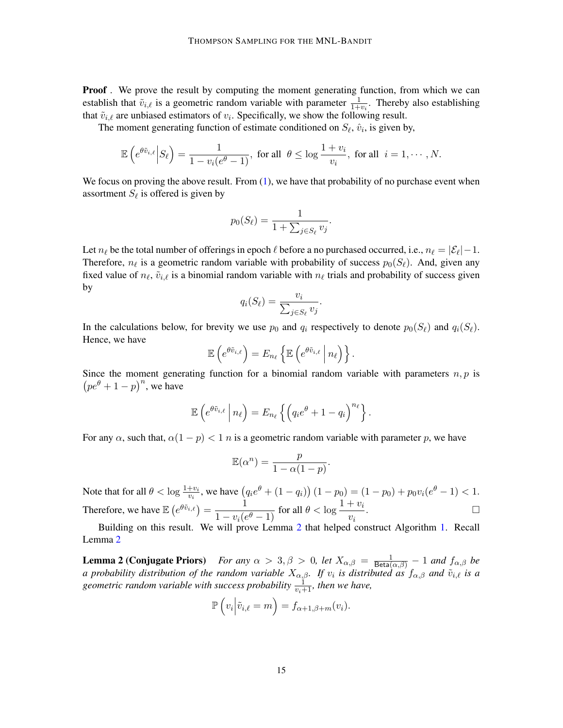**Proof .** We prove the result by computing the moment generating function, from which we can establish that $\tilde{v}_{i,\ell}$ is a geometric random variable with parameter $\frac{1}{1+v_i}$. Thereby also establishing that $\tilde{v}_{i,\ell}$ are unbiased estimators of $v_i$. Specifically, we show the following result.

The moment generating function of estimate conditioned on $S_\ell$, $\hat{v}_i$, is given by,

$$\mathbb{E}\left(e^{\theta \tilde{v}_{i,\ell}} \middle| S_\ell\right) = \frac{1}{1 - v_i(e^\theta - 1)}, \text{ for all } \theta \leq \log \frac{1+v_i}{v_i}, \text{ for all } i = 1, \cdots, N.$$

We focus on proving the above result. From (1), we have that probability of no purchase event when assortment $S_\ell$ is offered is given by

$$p_0(S_\ell) = \frac{1}{1 + \sum_{j \in S_\ell} v_j}.$$

Let $n_\ell$ be the total number of offerings in epoch $\ell$ before a no purchased occurred, i.e., $n_\ell = |\mathcal{E}_\ell| - 1$. Therefore, $n_\ell$ is a geometric random variable with probability of success $p_0(S_\ell)$. And, given any fixed value of $n_\ell$, $\tilde{v}_{i,\ell}$ is a binomial random variable with $n_\ell$ trials and probability of success given by

$$q_i(S_\ell) = \frac{v_i}{\sum_{j \in S_\ell} v_j}.$$

In the calculations below, for brevity we use $p_0$ and $q_i$ respectively to denote $p_0(S_\ell)$ and $q_i(S_\ell)$. Hence, we have

$$\mathbb{E}\left(e^{\theta \tilde{v}_{i,\ell}}\right) = E_{n_\ell}\left\{\mathbb{E}\left(e^{\theta \tilde{v}_{i,\ell}} \,\middle|\, n_\ell\right)\right\}.$$

Since the moment generating function for a binomial random variable with parameters $n, p$ is $\left(pe^\theta + 1 - p\right)^n$, we have

$$\mathbb{E}\left(e^{\theta \tilde{v}_{i,\ell}} \,\middle|\, n_\ell\right) = E_{n_\ell}\left\{\left(q_i e^\theta + 1 - q_i\right)^{n_\ell}\right\}.$$

For any $\alpha$, such that, $\alpha(1-p) < 1$ $n$ is a geometric random variable with parameter $p$, we have

$$\mathbb{E}(\alpha^n) = \frac{p}{1 - \alpha(1-p)}.$$

Note that for all $\theta < \log \frac{1+v_i}{v_i}$, we have $\left(q_i e^\theta + (1 - q_i)\right)(1 - p_0) = (1 - p_0) + p_0 v_i (e^\theta - 1) < 1$. Therefore, we have $\mathbb{E}\left(e^{\theta \tilde{v}_{i,\ell}}\right) = \dfrac{1}{1 - v_i(e^\theta - 1)}$ for all $\theta < \log \dfrac{1+v_i}{v_i}$. □

Building on this result. We will prove Lemma 2 that helped construct Algorithm 1. Recall Lemma 2

**Lemma 2 (Conjugate Priors)** *For any $\alpha > 3, \beta > 0$, let $X_{\alpha,\beta} = \frac{1}{\mathsf{Beta}(\alpha,\beta)} - 1$ and $f_{\alpha,\beta}$ be a probability distribution of the random variable $X_{\alpha,\beta}$. If $v_i$ is distributed as $f_{\alpha,\beta}$ and $\tilde{v}_{i,\ell}$ is a geometric random variable with success probability $\frac{1}{v_i+1}$, then we have,*

$$\mathbb{P}\left(v_i \middle| \tilde{v}_{i,\ell} = m\right) = f_{\alpha+1,\beta+m}(v_i).$$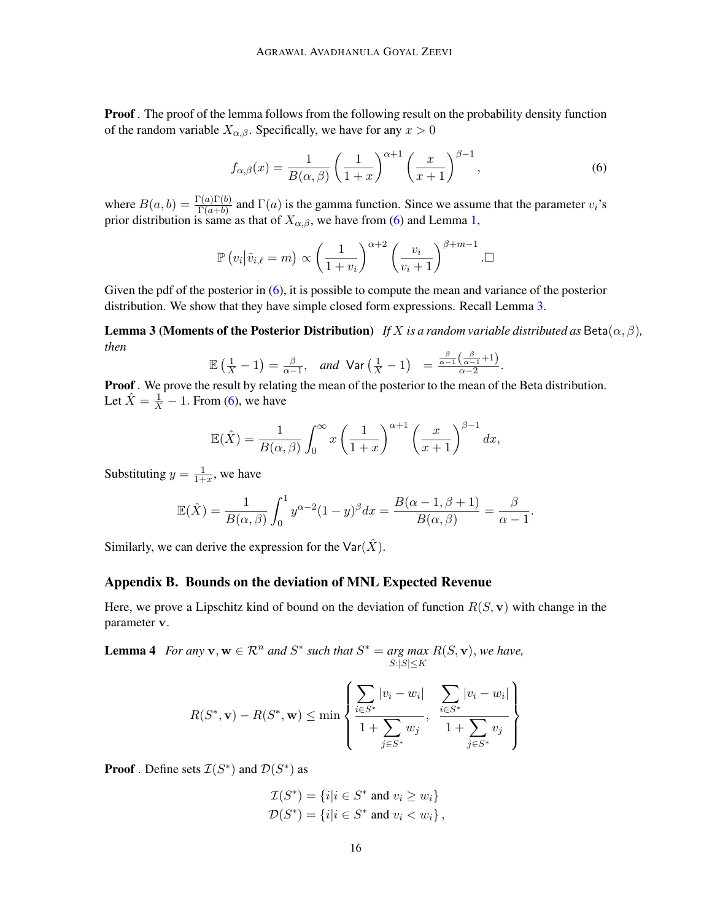**Proof** . The proof of the lemma follows from the following result on the probability density function of the random variable $X_{\alpha,\beta}$. Specifically, we have for any $x > 0$

$$
f_{\alpha,\beta}(x) = \frac{1}{B(\alpha,\beta)} \left(\frac{1}{1+x}\right)^{\alpha+1} \left(\frac{x}{x+1}\right)^{\beta-1}, \tag{6}
$$

where $B(a,b) = \frac{\Gamma(a)\Gamma(b)}{\Gamma(a+b)}$ and $\Gamma(a)$ is the gamma function. Since we assume that the parameter $v_i$'s prior distribution is same as that of $X_{\alpha,\beta}$, we have from (6) and Lemma 1,

$$
\mathbb{P}\left(v_i \middle| \tilde{v}_{i,\ell} = m\right) \propto \left(\frac{1}{1+v_i}\right)^{\alpha+2} \left(\frac{v_i}{v_i+1}\right)^{\beta+m-1}. \square
$$

Given the pdf of the posterior in (6), it is possible to compute the mean and variance of the posterior distribution. We show that they have simple closed form expressions. Recall Lemma 3.

**Lemma 3 (Moments of the Posterior Distribution)** *If $X$ is a random variable distributed as $\mathsf{Beta}(\alpha,\beta)$, then*

$$
\mathbb{E}\left(\tfrac{1}{X} - 1\right) = \tfrac{\beta}{\alpha-1}, \quad \textit{and } \mathsf{Var}\left(\tfrac{1}{X} - 1\right) = \tfrac{\frac{\beta}{\alpha-1}\left(\frac{\beta}{\alpha-1}+1\right)}{\alpha-2}.
$$

**Proof** . We prove the result by relating the mean of the posterior to the mean of the Beta distribution. Let $\hat{X} = \frac{1}{X} - 1$. From (6), we have

$$
\mathbb{E}(\hat{X}) = \frac{1}{B(\alpha,\beta)} \int_0^\infty x \left(\frac{1}{1+x}\right)^{\alpha+1} \left(\frac{x}{x+1}\right)^{\beta-1} dx,
$$

Substituting $y = \frac{1}{1+x}$, we have

$$
\mathbb{E}(\hat{X}) = \frac{1}{B(\alpha,\beta)} \int_0^1 y^{\alpha-2}(1-y)^{\beta} dx = \frac{B(\alpha-1,\beta+1)}{B(\alpha,\beta)} = \frac{\beta}{\alpha-1}.
$$

Similarly, we can derive the expression for the $\mathsf{Var}(\hat{X})$.

## Appendix B. Bounds on the deviation of MNL Expected Revenue

Here, we prove a Lipschitz kind of bound on the deviation of function $R(S,\mathbf{v})$ with change in the parameter $\mathbf{v}$.

**Lemma 4** *For any $\mathbf{v},\mathbf{w} \in \mathcal{R}^n$ and $S^*$ such that $S^* = \underset{S:|S|\le K}{\arg\max}\, R(S,\mathbf{v})$, we have,*

$$
R(S^*,\mathbf{v}) - R(S^*,\mathbf{w}) \le \min\left\{ \frac{\sum\limits_{i\in S^*} |v_i - w_i|}{1 + \sum\limits_{j\in S^*} w_j},\ \frac{\sum\limits_{i\in S^*} |v_i - w_i|}{1 + \sum\limits_{j\in S^*} v_j} \right\}
$$

**Proof** . Define sets $\mathcal{I}(S^*)$ and $\mathcal{D}(S^*)$ as

$$
\mathcal{I}(S^*) = \{i | i \in S^* \text{ and } v_i \ge w_i\}
$$
$$
\mathcal{D}(S^*) = \{i | i \in S^* \text{ and } v_i < w_i\},
$$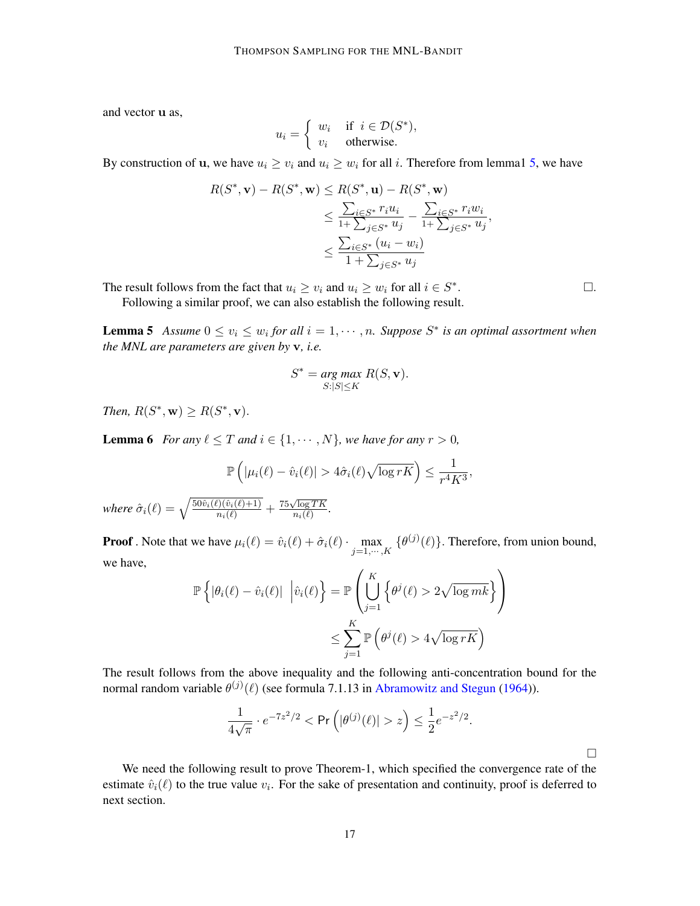and vector $\mathbf{u}$ as,

$$u_i = \begin{cases} w_i & \text{if } \ i \in \mathcal{D}(S^*), \\ v_i & \text{otherwise.} \end{cases}$$

By construction of $\mathbf{u}$, we have $u_i \geq v_i$ and $u_i \geq w_i$ for all $i$. Therefore from lemma1 5, we have

$$\begin{aligned}
R(S^*, \mathbf{v}) - R(S^*, \mathbf{w}) &\leq R(S^*, \mathbf{u}) - R(S^*, \mathbf{w}) \\
&\leq \frac{\sum_{i \in S^*} r_i u_i}{1+\sum_{j \in S^*} u_j} - \frac{\sum_{i \in S^*} r_i w_i}{1+\sum_{j \in S^*} u_j}, \\
&\leq \frac{\sum_{i \in S^*} (u_i - w_i)}{1 + \sum_{j \in S^*} u_j}
\end{aligned}$$

The result follows from the fact that $u_i \geq v_i$ and $u_i \geq w_i$ for all $i \in S^*$. $\square$.

Following a similar proof, we can also establish the following result.

**Lemma 5** *Assume $0 \leq v_i \leq w_i$ for all $i = 1, \cdots, n$. Suppose $S^*$ is an optimal assortment when the MNL are parameters are given by $\mathbf{v}$, i.e.*

$$S^* = \underset{S:|S| \leq K}{\text{arg max}} \ R(S, \mathbf{v}).$$

*Then, $R(S^*, \mathbf{w}) \geq R(S^*, \mathbf{v})$.*

**Lemma 6** *For any $\ell \leq T$ and $i \in \{1, \cdots, N\}$, we have for any $r > 0$,*

$$\mathbb{P}\left(|\mu_i(\ell) - \hat{v}_i(\ell)| > 4\hat{\sigma}_i(\ell)\sqrt{\log rK}\right) \leq \frac{1}{r^4 K^3},$$

*where $\hat{\sigma}_i(\ell) = \sqrt{\frac{50\hat{v}_i(\ell)(\hat{v}_i(\ell)+1)}{n_i(\ell)}} + \frac{75\sqrt{\log TK}}{n_i(\ell)}$.*

**Proof** . Note that we have $\mu_i(\ell) = \hat{v}_i(\ell) + \hat{\sigma}_i(\ell) \cdot \max\limits_{j=1,\cdots,K} \{\theta^{(j)}(\ell)\}$. Therefore, from union bound, we have,

$$\begin{aligned}
\mathbb{P}\left\{|\theta_i(\ell) - \hat{v}_i(\ell)| \ \Big| \hat{v}_i(\ell)\right\} &= \mathbb{P}\left(\bigcup_{j=1}^{K} \left\{\theta^j(\ell) > 2\sqrt{\log mk}\right\}\right) \\
&\leq \sum_{j=1}^{K} \mathbb{P}\left(\theta^j(\ell) > 4\sqrt{\log rK}\right)
\end{aligned}$$

The result follows from the above inequality and the following anti-concentration bound for the normal random variable $\theta^{(j)}(\ell)$ (see formula 7.1.13 in Abramowitz and Stegun (1964)).

$$\frac{1}{4\sqrt{\pi}} \cdot e^{-7z^2/2} < \Pr\left(|\theta^{(j)}(\ell)| > z\right) \leq \frac{1}{2}e^{-z^2/2}.$$

$\square$

We need the following result to prove Theorem-1, which specified the convergence rate of the estimate $\hat{v}_i(\ell)$ to the true value $v_i$. For the sake of presentation and continuity, proof is deferred to next section.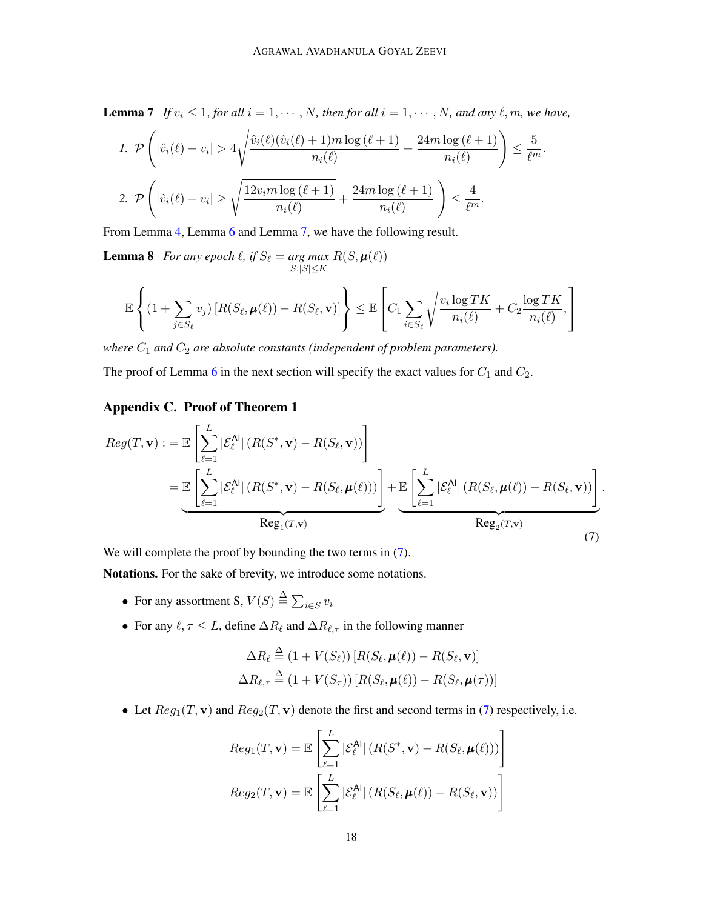**Lemma 7** *If $v_i \leq 1$, for all $i = 1, \cdots, N$, then for all $i = 1, \cdots, N$, and any $\ell, m$, we have,*

1. $\mathcal{P}\left(|\hat{v}_i(\ell) - v_i| > 4\sqrt{\dfrac{\hat{v}_i(\ell)(\hat{v}_i(\ell)+1)m\log(\ell+1)}{n_i(\ell)}} + \dfrac{24m\log(\ell+1)}{n_i(\ell)}\right) \leq \dfrac{5}{\ell^m}.$

2. $\mathcal{P}\left(|\hat{v}_i(\ell) - v_i| \geq \sqrt{\dfrac{12v_i m\log(\ell+1)}{n_i(\ell)}} + \dfrac{24m\log(\ell+1)}{n_i(\ell)}\right) \leq \dfrac{4}{\ell^m}.$

From Lemma 4, Lemma 6 and Lemma 7, we have the following result.

**Lemma 8** *For any epoch $\ell$, if $S_\ell = \underset{S:|S|\leq K}{\arg\max}\; R(S, \boldsymbol{\mu}(\ell))$*

$$\mathbb{E}\left\{(1 + \sum_{j\in S_\ell} v_j)\left[R(S_\ell, \boldsymbol{\mu}(\ell)) - R(S_\ell, \mathbf{v})\right]\right\} \leq \mathbb{E}\left[C_1 \sum_{i\in S_\ell}\sqrt{\frac{v_i \log TK}{n_i(\ell)}} + C_2\frac{\log TK}{n_i(\ell)},\right]$$

*where $C_1$ and $C_2$ are absolute constants (independent of problem parameters).*

The proof of Lemma 6 in the next section will specify the exact values for $C_1$ and $C_2$.

## Appendix C. Proof of Theorem 1

$$\begin{aligned}
Reg(T, \mathbf{v}) &:= \mathbb{E}\left[\sum_{\ell=1}^{L} |\mathcal{E}_\ell^{\mathsf{Al}}| \left(R(S^*, \mathbf{v}) - R(S_\ell, \mathbf{v})\right)\right] \\
&= \underbrace{\mathbb{E}\left[\sum_{\ell=1}^{L} |\mathcal{E}_\ell^{\mathsf{Al}}| \left(R(S^*, \mathbf{v}) - R(S_\ell, \boldsymbol{\mu}(\ell))\right)\right]}_{\text{Reg}_1(T,\mathbf{v})} + \underbrace{\mathbb{E}\left[\sum_{\ell=1}^{L} |\mathcal{E}_\ell^{\mathsf{Al}}| \left(R(S_\ell, \boldsymbol{\mu}(\ell)) - R(S_\ell, \mathbf{v})\right)\right]}_{\text{Reg}_2(T,\mathbf{v})}.
\end{aligned} \tag{7}$$

We will complete the proof by bounding the two terms in (7).

**Notations.** For the sake of brevity, we introduce some notations.

- For any assortment S, $V(S) \triangleq \sum_{i\in S} v_i$
- For any $\ell, \tau \leq L$, define $\Delta R_\ell$ and $\Delta R_{\ell,\tau}$ in the following manner

$$\begin{aligned}
\Delta R_\ell &\triangleq (1 + V(S_\ell))\left[R(S_\ell, \boldsymbol{\mu}(\ell)) - R(S_\ell, \mathbf{v})\right] \\
\Delta R_{\ell,\tau} &\triangleq (1 + V(S_\tau))\left[R(S_\ell, \boldsymbol{\mu}(\ell)) - R(S_\ell, \boldsymbol{\mu}(\tau))\right]
\end{aligned}$$

- Let $Reg_1(T, \mathbf{v})$ and $Reg_2(T, \mathbf{v})$ denote the first and second terms in (7) respectively, i.e.

$$\begin{aligned}
Reg_1(T, \mathbf{v}) &= \mathbb{E}\left[\sum_{\ell=1}^{L} |\mathcal{E}_\ell^{\mathsf{Al}}| \left(R(S^*, \mathbf{v}) - R(S_\ell, \boldsymbol{\mu}(\ell))\right)\right] \\
Reg_2(T, \mathbf{v}) &= \mathbb{E}\left[\sum_{\ell=1}^{L} |\mathcal{E}_\ell^{\mathsf{Al}}| \left(R(S_\ell, \boldsymbol{\mu}(\ell)) - R(S_\ell, \mathbf{v})\right)\right]
\end{aligned}$$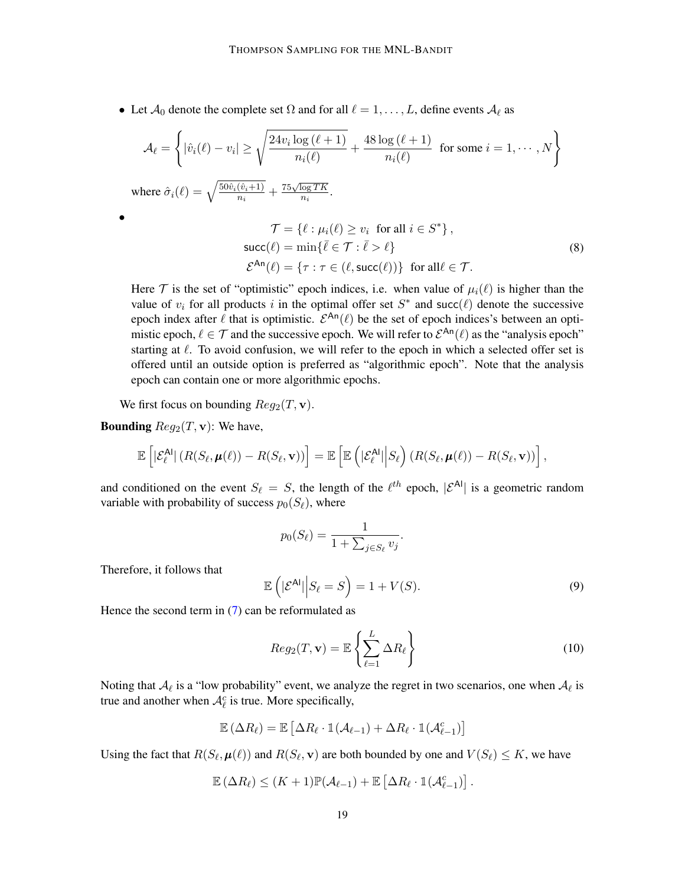- Let $\mathcal{A}_0$ denote the complete set $\Omega$ and for all $\ell = 1, \ldots, L$, define events $\mathcal{A}_\ell$ as

$$\mathcal{A}_\ell = \left\{ |\hat{v}_i(\ell) - v_i| \geq \sqrt{\frac{24 v_i \log(\ell+1)}{n_i(\ell)}} + \frac{48 \log(\ell+1)}{n_i(\ell)} \;\; \text{for some } i = 1, \cdots, N \right\}$$

  where $\hat{\sigma}_i(\ell) = \sqrt{\frac{50\hat{v}_i(\hat{v}_i+1)}{n_i}} + \frac{75\sqrt{\log TK}}{n_i}$.

- 

$$\begin{aligned}
\mathcal{T} &= \{\ell : \mu_i(\ell) \geq v_i \;\; \text{for all } i \in S^*\}, \\
\mathsf{succ}(\ell) &= \min\{\bar{\ell} \in \mathcal{T} : \bar{\ell} > \ell\} \\
\mathcal{E}^{\mathsf{An}}(\ell) &= \{\tau : \tau \in (\ell, \mathsf{succ}(\ell))\} \;\; \text{for all} \ell \in \mathcal{T}.
\end{aligned} \tag{8}$$

  Here $\mathcal{T}$ is the set of "optimistic" epoch indices, i.e. when value of $\mu_i(\ell)$ is higher than the value of $v_i$ for all products $i$ in the optimal offer set $S^*$ and $\mathsf{succ}(\ell)$ denote the successive epoch index after $\ell$ that is optimistic. $\mathcal{E}^{\mathsf{An}}(\ell)$ be the set of epoch indices's between an optimistic epoch, $\ell \in \mathcal{T}$ and the successive epoch. We will refer to $\mathcal{E}^{\mathsf{An}}(\ell)$ as the "analysis epoch" starting at $\ell$. To avoid confusion, we will refer to the epoch in which a selected offer set is offered until an outside option is preferred as "algorithmic epoch". Note that the analysis epoch can contain one or more algorithmic epochs.

We first focus on bounding $Reg_2(T, \mathbf{v})$.

**Bounding** $Reg_2(T, \mathbf{v})$: We have,

$$\mathbb{E}\left[|\mathcal{E}_\ell^{\mathsf{Al}}| \left(R(S_\ell, \boldsymbol{\mu}(\ell)) - R(S_\ell, \mathbf{v})\right)\right] = \mathbb{E}\left[\mathbb{E}\left(|\mathcal{E}_\ell^{\mathsf{Al}}| \Big| S_\ell\right) \left(R(S_\ell, \boldsymbol{\mu}(\ell)) - R(S_\ell, \mathbf{v})\right)\right],$$

and conditioned on the event $S_\ell = S$, the length of the $\ell^{th}$ epoch, $|\mathcal{E}^{\mathsf{Al}}|$ is a geometric random variable with probability of success $p_0(S_\ell)$, where

$$p_0(S_\ell) = \frac{1}{1 + \sum_{j \in S_\ell} v_j}.$$

Therefore, it follows that

$$\mathbb{E}\left(|\mathcal{E}^{\mathsf{Al}}| \Big| S_\ell = S\right) = 1 + V(S). \tag{9}$$

Hence the second term in (7) can be reformulated as

$$Reg_2(T, \mathbf{v}) = \mathbb{E}\left\{\sum_{\ell=1}^{L} \Delta R_\ell\right\} \tag{10}$$

Noting that $\mathcal{A}_\ell$ is a "low probability" event, we analyze the regret in two scenarios, one when $\mathcal{A}_\ell$ is true and another when $\mathcal{A}_\ell^c$ is true. More specifically,

$$\mathbb{E}\left(\Delta R_\ell\right) = \mathbb{E}\left[\Delta R_\ell \cdot \mathbb{1}(\mathcal{A}_{\ell-1}) + \Delta R_\ell \cdot \mathbb{1}(\mathcal{A}_{\ell-1}^c)\right]$$

Using the fact that $R(S_\ell, \boldsymbol{\mu}(\ell))$ and $R(S_\ell, \mathbf{v})$ are both bounded by one and $V(S_\ell) \leq K$, we have

$$\mathbb{E}\left(\Delta R_\ell\right) \leq (K+1)\mathbb{P}(\mathcal{A}_{\ell-1}) + \mathbb{E}\left[\Delta R_\ell \cdot \mathbb{1}(\mathcal{A}_{\ell-1}^c)\right].$$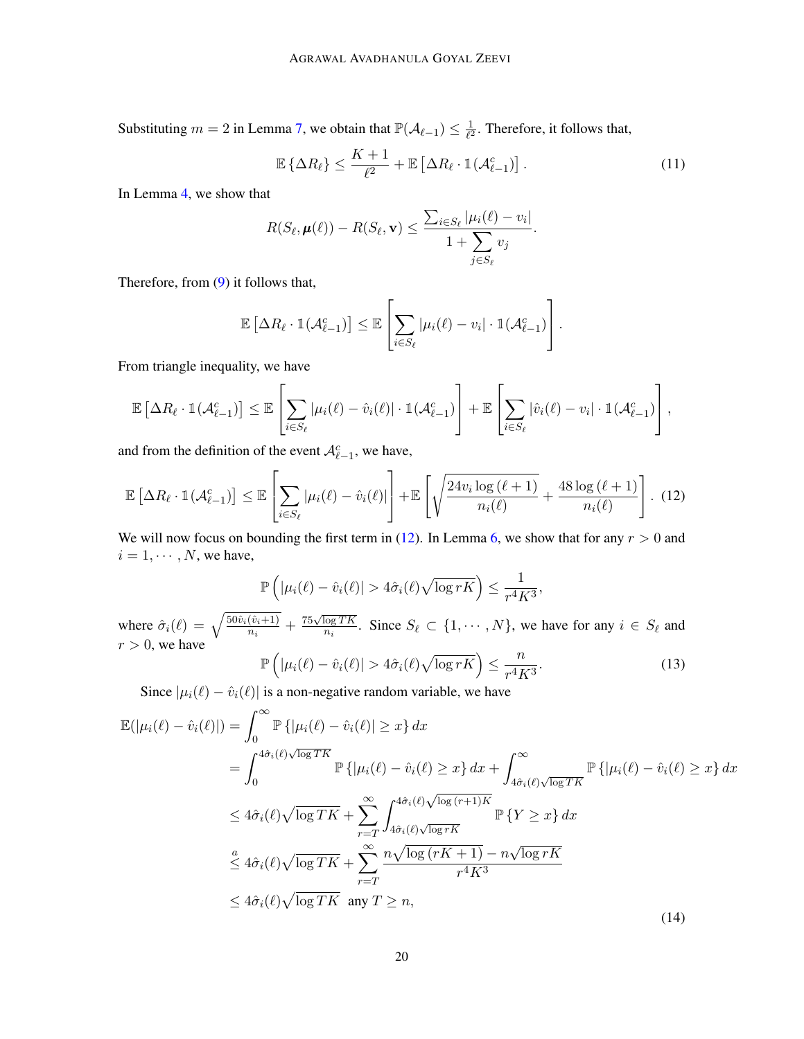Substituting $m = 2$ in Lemma 7, we obtain that $\mathbb{P}(\mathcal{A}_{\ell-1}) \leq \frac{1}{\ell^2}$. Therefore, it follows that,

$$\mathbb{E}\left\{\Delta R_\ell\right\} \leq \frac{K+1}{\ell^2} + \mathbb{E}\left[\Delta R_\ell \cdot \mathbb{1}(\mathcal{A}^c_{\ell-1})\right]. \tag{11}$$

In Lemma 4, we show that

$$R(S_\ell, \boldsymbol{\mu}(\ell)) - R(S_\ell, \mathbf{v}) \leq \frac{\sum_{i \in S_\ell} |\mu_i(\ell) - v_i|}{1 + \sum\limits_{j \in S_\ell} v_j}.$$

Therefore, from (9) it follows that,

$$\mathbb{E}\left[\Delta R_\ell \cdot \mathbb{1}(\mathcal{A}^c_{\ell-1})\right] \leq \mathbb{E}\left[\sum_{i \in S_\ell} |\mu_i(\ell) - v_i| \cdot \mathbb{1}(\mathcal{A}^c_{\ell-1})\right].$$

From triangle inequality, we have

$$\mathbb{E}\left[\Delta R_\ell \cdot \mathbb{1}(\mathcal{A}^c_{\ell-1})\right] \leq \mathbb{E}\left[\sum_{i \in S_\ell} |\mu_i(\ell) - \hat{v}_i(\ell)| \cdot \mathbb{1}(\mathcal{A}^c_{\ell-1})\right] + \mathbb{E}\left[\sum_{i \in S_\ell} |\hat{v}_i(\ell) - v_i| \cdot \mathbb{1}(\mathcal{A}^c_{\ell-1})\right],$$

and from the definition of the event $\mathcal{A}^c_{\ell-1}$, we have,

$$\mathbb{E}\left[\Delta R_\ell \cdot \mathbb{1}(\mathcal{A}^c_{\ell-1})\right] \leq \mathbb{E}\left[\sum_{i \in S_\ell} |\mu_i(\ell) - \hat{v}_i(\ell)|\right] + \mathbb{E}\left[\sqrt{\frac{24 v_i \log(\ell+1)}{n_i(\ell)}} + \frac{48 \log(\ell+1)}{n_i(\ell)}\right]. \tag{12}$$

We will now focus on bounding the first term in (12). In Lemma 6, we show that for any $r > 0$ and $i = 1, \cdots, N$, we have,

$$\mathbb{P}\left(|\mu_i(\ell) - \hat{v}_i(\ell)| > 4\hat{\sigma}_i(\ell)\sqrt{\log rK}\right) \leq \frac{1}{r^4 K^3},$$

where $\hat{\sigma}_i(\ell) = \sqrt{\frac{50\hat{v}_i(\hat{v}_i+1)}{n_i}} + \frac{75\sqrt{\log TK}}{n_i}$. Since $S_\ell \subset \{1, \cdots, N\}$, we have for any $i \in S_\ell$ and $r > 0$, we have

$$\mathbb{P}\left(|\mu_i(\ell) - \hat{v}_i(\ell)| > 4\hat{\sigma}_i(\ell)\sqrt{\log rK}\right) \leq \frac{n}{r^4 K^3}. \tag{13}$$

Since $|\mu_i(\ell) - \hat{v}_i(\ell)|$ is a non-negative random variable, we have

$$\begin{aligned}
\mathbb{E}(|\mu_i(\ell) - \hat{v}_i(\ell)|) &= \int_0^\infty \mathbb{P}\left\{|\mu_i(\ell) - \hat{v}_i(\ell)| \geq x\right\} dx \\
&= \int_0^{4\hat{\sigma}_i(\ell)\sqrt{\log TK}} \mathbb{P}\left\{|\mu_i(\ell) - \hat{v}_i(\ell) \geq x\right\} dx + \int_{4\hat{\sigma}_i(\ell)\sqrt{\log TK}}^\infty \mathbb{P}\left\{|\mu_i(\ell) - \hat{v}_i(\ell) \geq x\right\} dx \\
&\leq 4\hat{\sigma}_i(\ell)\sqrt{\log TK} + \sum_{r=T}^\infty \int_{4\hat{\sigma}_i(\ell)\sqrt{\log rK}}^{4\hat{\sigma}_i(\ell)\sqrt{\log(r+1)K}} \mathbb{P}\left\{Y \geq x\right\} dx \\
&\overset{a}{\leq} 4\hat{\sigma}_i(\ell)\sqrt{\log TK} + \sum_{r=T}^\infty \frac{n\sqrt{\log(rK+1)} - n\sqrt{\log rK}}{r^4 K^3} \\
&\leq 4\hat{\sigma}_i(\ell)\sqrt{\log TK} \;\; \text{any } T \geq n,
\end{aligned} \tag{14}$$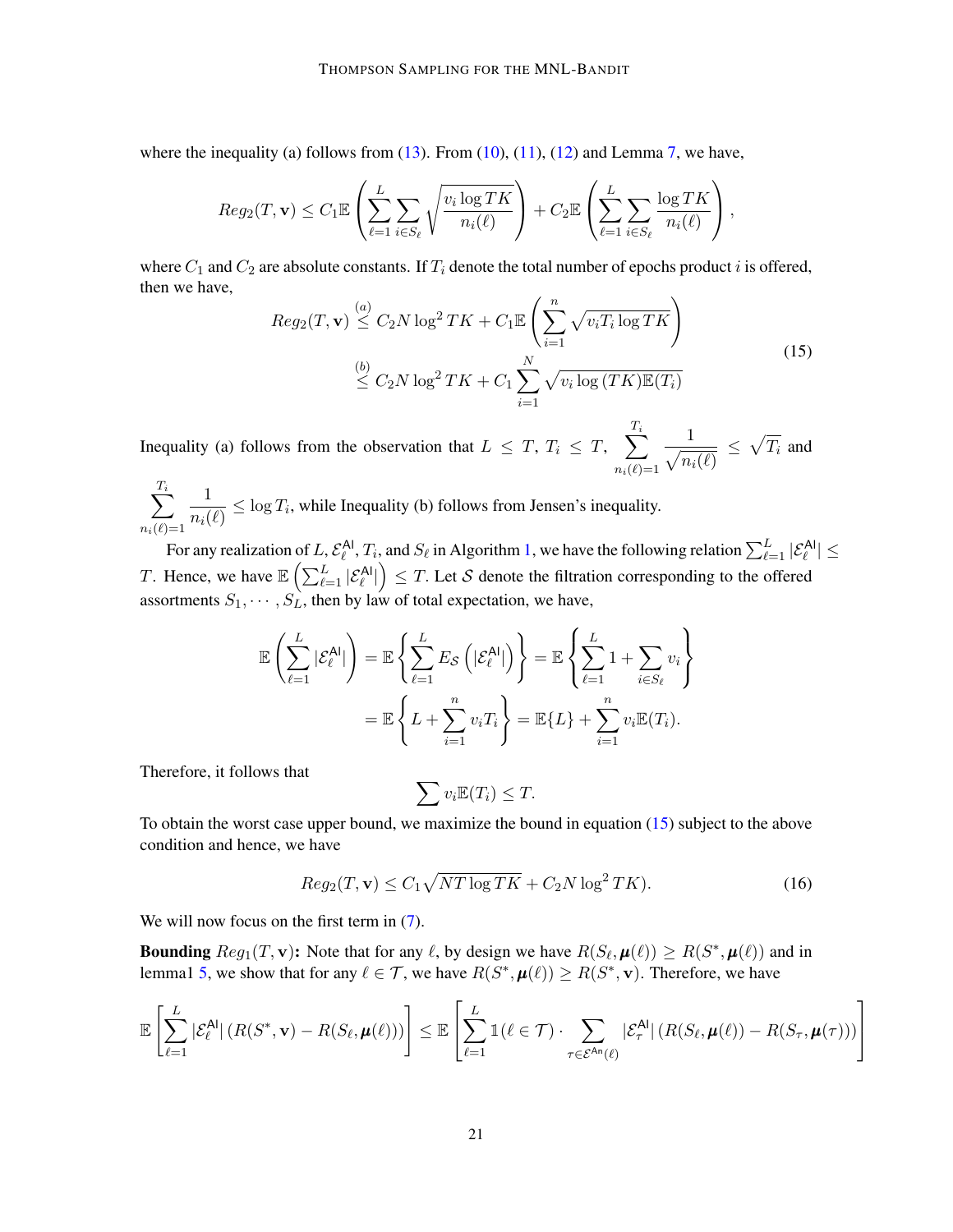where the inequality (a) follows from (13). From (10), (11), (12) and Lemma 7, we have,

$$
Reg_2(T, \mathbf{v}) \leq C_1 \mathbb{E}\left(\sum_{\ell=1}^{L} \sum_{i \in S_\ell} \sqrt{\frac{v_i \log TK}{n_i(\ell)}}\right) + C_2 \mathbb{E}\left(\sum_{\ell=1}^{L} \sum_{i \in S_\ell} \frac{\log TK}{n_i(\ell)}\right),
$$

where $C_1$ and $C_2$ are absolute constants. If $T_i$ denote the total number of epochs product $i$ is offered, then we have,

$$
\begin{aligned}
Reg_2(T, \mathbf{v}) &\overset{(a)}{\leq} C_2 N \log^2 TK + C_1 \mathbb{E}\left(\sum_{i=1}^{n} \sqrt{v_i T_i \log TK}\right) \\
&\overset{(b)}{\leq} C_2 N \log^2 TK + C_1 \sum_{i=1}^{N} \sqrt{v_i \log (TK) \mathbb{E}(T_i)}
\end{aligned}
\tag{15}
$$

Inequality (a) follows from the observation that $L \leq T$, $T_i \leq T$, $\displaystyle\sum_{n_i(\ell)=1}^{T_i} \frac{1}{\sqrt{n_i(\ell)}} \leq \sqrt{T_i}$ and $\displaystyle\sum_{n_i(\ell)=1}^{T_i} \frac{1}{n_i(\ell)} \leq \log T_i$, while Inequality (b) follows from Jensen's inequality.

For any realization of $L, \mathcal{E}_\ell^{\mathsf{Al}}, T_i$, and $S_\ell$ in Algorithm 1, we have the following relation $\sum_{\ell=1}^{L} |\mathcal{E}_\ell^{\mathsf{Al}}| \leq T$. Hence, we have $\mathbb{E}\left(\sum_{\ell=1}^{L} |\mathcal{E}_\ell^{\mathsf{Al}}|\right) \leq T$. Let $\mathcal{S}$ denote the filtration corresponding to the offered assortments $S_1, \cdots, S_L$, then by law of total expectation, we have,

$$
\begin{aligned}
\mathbb{E}\left(\sum_{\ell=1}^{L} |\mathcal{E}_\ell^{\mathsf{Al}}|\right) &= \mathbb{E}\left\{\sum_{\ell=1}^{L} E_{\mathcal{S}}\left(|\mathcal{E}_\ell^{\mathsf{Al}}|\right)\right\} = \mathbb{E}\left\{\sum_{\ell=1}^{L} 1 + \sum_{i \in S_\ell} v_i\right\} \\
&= \mathbb{E}\left\{L + \sum_{i=1}^{n} v_i T_i\right\} = \mathbb{E}\{L\} + \sum_{i=1}^{n} v_i \mathbb{E}(T_i).
\end{aligned}
$$

Therefore, it follows that

$$
\sum v_i \mathbb{E}(T_i) \leq T.
$$

To obtain the worst case upper bound, we maximize the bound in equation (15) subject to the above condition and hence, we have

$$
Reg_2(T, \mathbf{v}) \leq C_1 \sqrt{NT \log TK} + C_2 N \log^2 TK). \tag{16}
$$

We will now focus on the first term in (7).

**Bounding** $Reg_1(T, \mathbf{v})$**:** Note that for any $\ell$, by design we have $R(S_\ell, \boldsymbol{\mu}(\ell)) \geq R(S^*, \boldsymbol{\mu}(\ell))$ and in lemma1 5, we show that for any $\ell \in \mathcal{T}$, we have $R(S^*, \boldsymbol{\mu}(\ell)) \geq R(S^*, \mathbf{v})$. Therefore, we have

$$
\mathbb{E}\left[\sum_{\ell=1}^{L} |\mathcal{E}_\ell^{\mathsf{Al}}| \left(R(S^*, \mathbf{v}) - R(S_\ell, \boldsymbol{\mu}(\ell))\right)\right] \leq \mathbb{E}\left[\sum_{\ell=1}^{L} \mathbb{1}(\ell \in \mathcal{T}) \cdot \sum_{\tau \in \mathcal{E}^{\mathsf{An}}(\ell)} |\mathcal{E}_\tau^{\mathsf{Al}}| \left(R(S_\ell, \boldsymbol{\mu}(\ell)) - R(S_\tau, \boldsymbol{\mu}(\tau))\right)\right]
$$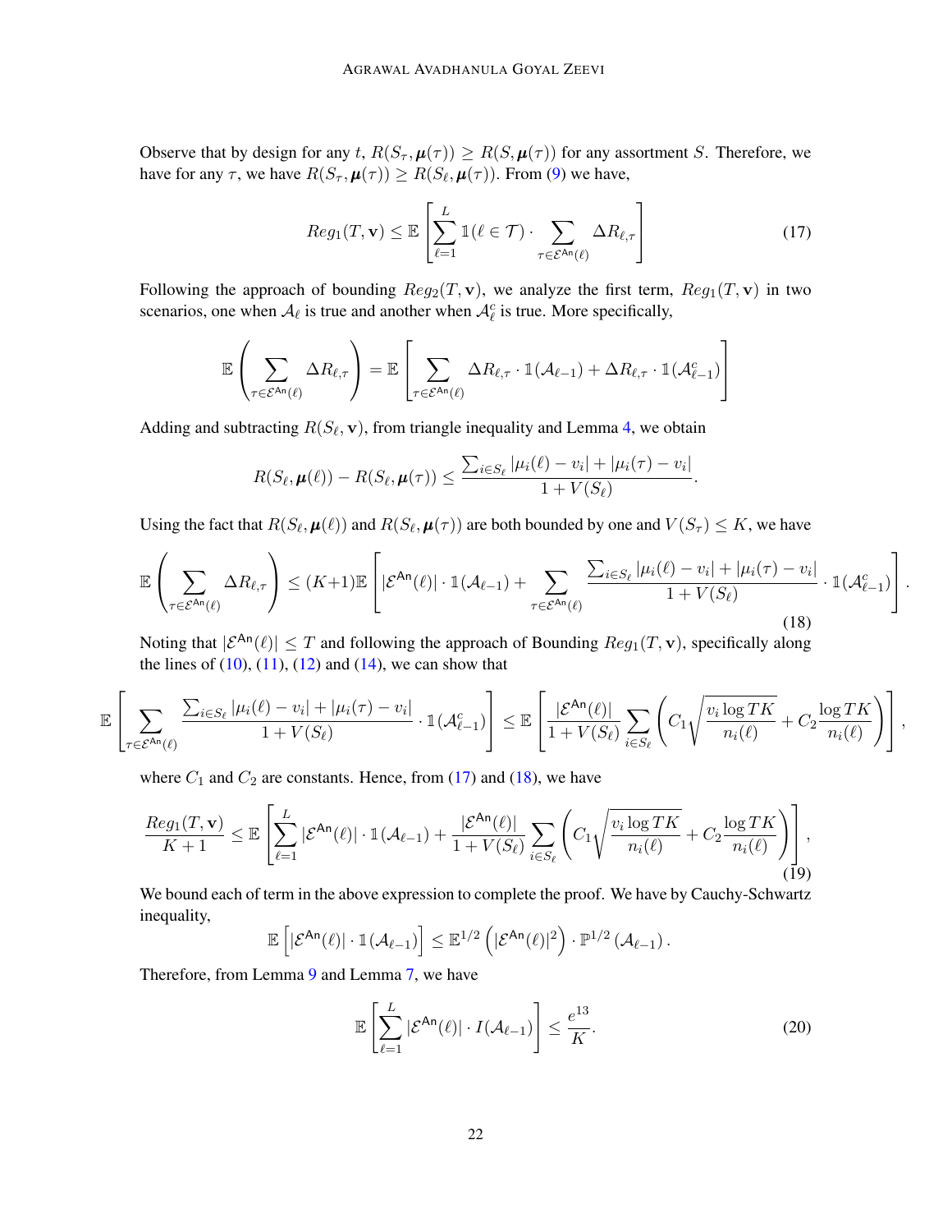Observe that by design for any $t$, $R(S_\tau, \boldsymbol{\mu}(\tau)) \geq R(S, \boldsymbol{\mu}(\tau))$ for any assortment $S$. Therefore, we have for any $\tau$, we have $R(S_\tau, \boldsymbol{\mu}(\tau)) \geq R(S_\ell, \boldsymbol{\mu}(\tau))$. From (9) we have,

$$
Reg_1(T, \mathbf{v}) \leq \mathbb{E}\left[\sum_{\ell=1}^{L} \mathbb{1}(\ell \in \mathcal{T}) \cdot \sum_{\tau \in \mathcal{E}^{\mathsf{An}}(\ell)} \Delta R_{\ell,\tau}\right] \tag{17}
$$

Following the approach of bounding $Reg_2(T, \mathbf{v})$, we analyze the first term, $Reg_1(T, \mathbf{v})$ in two scenarios, one when $\mathcal{A}_\ell$ is true and another when $\mathcal{A}_\ell^c$ is true. More specifically,

$$
\mathbb{E}\left(\sum_{\tau \in \mathcal{E}^{\mathsf{An}}(\ell)} \Delta R_{\ell,\tau}\right) = \mathbb{E}\left[\sum_{\tau \in \mathcal{E}^{\mathsf{An}}(\ell)} \Delta R_{\ell,\tau} \cdot \mathbb{1}(\mathcal{A}_{\ell-1}) + \Delta R_{\ell,\tau} \cdot \mathbb{1}(\mathcal{A}_{\ell-1}^c)\right]
$$

Adding and subtracting $R(S_\ell, \mathbf{v})$, from triangle inequality and Lemma 4, we obtain

$$
R(S_\ell, \boldsymbol{\mu}(\ell)) - R(S_\ell, \boldsymbol{\mu}(\tau)) \leq \frac{\sum_{i \in S_\ell} |\mu_i(\ell) - v_i| + |\mu_i(\tau) - v_i|}{1 + V(S_\ell)}.
$$

Using the fact that $R(S_\ell, \boldsymbol{\mu}(\ell))$ and $R(S_\ell, \boldsymbol{\mu}(\tau))$ are both bounded by one and $V(S_\tau) \leq K$, we have

$$
\mathbb{E}\left(\sum_{\tau \in \mathcal{E}^{\mathsf{An}}(\ell)} \Delta R_{\ell,\tau}\right) \leq (K+1)\mathbb{E}\left[|\mathcal{E}^{\mathsf{An}}(\ell)| \cdot \mathbb{1}(\mathcal{A}_{\ell-1}) + \sum_{\tau \in \mathcal{E}^{\mathsf{An}}(\ell)} \frac{\sum_{i \in S_\ell} |\mu_i(\ell) - v_i| + |\mu_i(\tau) - v_i|}{1 + V(S_\ell)} \cdot \mathbb{1}(\mathcal{A}_{\ell-1}^c)\right]. \tag{18}
$$

Noting that $|\mathcal{E}^{\mathsf{An}}(\ell)| \leq T$ and following the approach of Bounding $Reg_1(T, \mathbf{v})$, specifically along the lines of (10), (11), (12) and (14), we can show that

$$
\mathbb{E}\left[\sum_{\tau \in \mathcal{E}^{\mathsf{An}}(\ell)} \frac{\sum_{i \in S_\ell} |\mu_i(\ell) - v_i| + |\mu_i(\tau) - v_i|}{1 + V(S_\ell)} \cdot \mathbb{1}(\mathcal{A}_{\ell-1}^c)\right] \leq \mathbb{E}\left[\frac{|\mathcal{E}^{\mathsf{An}}(\ell)|}{1 + V(S_\ell)} \sum_{i \in S_\ell} \left(C_1 \sqrt{\frac{v_i \log TK}{n_i(\ell)}} + C_2 \frac{\log TK}{n_i(\ell)}\right)\right],
$$

where $C_1$ and $C_2$ are constants. Hence, from (17) and (18), we have

$$
\frac{Reg_1(T, \mathbf{v})}{K+1} \leq \mathbb{E}\left[\sum_{\ell=1}^{L} |\mathcal{E}^{\mathsf{An}}(\ell)| \cdot \mathbb{1}(\mathcal{A}_{\ell-1}) + \frac{|\mathcal{E}^{\mathsf{An}}(\ell)|}{1 + V(S_\ell)} \sum_{i \in S_\ell} \left(C_1 \sqrt{\frac{v_i \log TK}{n_i(\ell)}} + C_2 \frac{\log TK}{n_i(\ell)}\right)\right], \tag{19}
$$

We bound each of term in the above expression to complete the proof. We have by Cauchy-Schwartz inequality,

$$
\mathbb{E}\left[|\mathcal{E}^{\mathsf{An}}(\ell)| \cdot \mathbb{1}(\mathcal{A}_{\ell-1})\right] \leq \mathbb{E}^{1/2}\left(|\mathcal{E}^{\mathsf{An}}(\ell)|^2\right) \cdot \mathbb{P}^{1/2}\left(\mathcal{A}_{\ell-1}\right).
$$

Therefore, from Lemma 9 and Lemma 7, we have

$$
\mathbb{E}\left[\sum_{\ell=1}^{L} |\mathcal{E}^{\mathsf{An}}(\ell)| \cdot I(\mathcal{A}_{\ell-1})\right] \leq \frac{e^{13}}{K}. \tag{20}
$$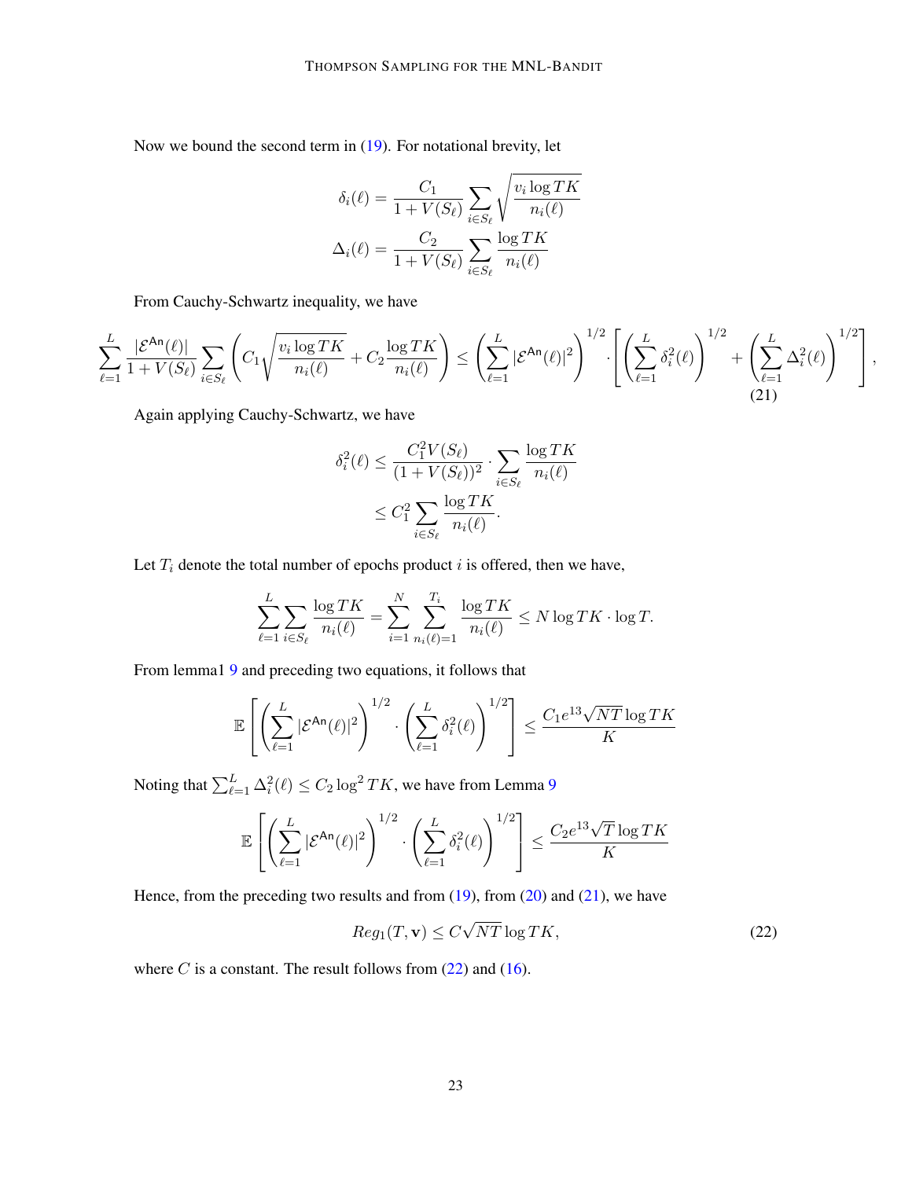Now we bound the second term in (19). For notational brevity, let

$$\delta_i(\ell) = \frac{C_1}{1+V(S_\ell)} \sum_{i \in S_\ell} \sqrt{\frac{v_i \log TK}{n_i(\ell)}}$$

$$\Delta_i(\ell) = \frac{C_2}{1+V(S_\ell)} \sum_{i \in S_\ell} \frac{\log TK}{n_i(\ell)}$$

From Cauchy-Schwartz inequality, we have

$$\sum_{\ell=1}^{L} \frac{|\mathcal{E}^{\mathsf{An}}(\ell)|}{1+V(S_\ell)} \sum_{i \in S_\ell} \left( C_1 \sqrt{\frac{v_i \log TK}{n_i(\ell)}} + C_2 \frac{\log TK}{n_i(\ell)} \right) \leq \left( \sum_{\ell=1}^{L} |\mathcal{E}^{\mathsf{An}}(\ell)|^2 \right)^{1/2} \cdot \left[ \left( \sum_{\ell=1}^{L} \delta_i^2(\ell) \right)^{1/2} + \left( \sum_{\ell=1}^{L} \Delta_i^2(\ell) \right)^{1/2} \right], \tag{21}$$

Again applying Cauchy-Schwartz, we have

$$\begin{aligned} \delta_i^2(\ell) &\leq \frac{C_1^2 V(S_\ell)}{(1+V(S_\ell))^2} \cdot \sum_{i \in S_\ell} \frac{\log TK}{n_i(\ell)} \\ &\leq C_1^2 \sum_{i \in S_\ell} \frac{\log TK}{n_i(\ell)}. \end{aligned}$$

Let $T_i$ denote the total number of epochs product $i$ is offered, then we have,

$$\sum_{\ell=1}^{L} \sum_{i \in S_\ell} \frac{\log TK}{n_i(\ell)} = \sum_{i=1}^{N} \sum_{n_i(\ell)=1}^{T_i} \frac{\log TK}{n_i(\ell)} \leq N \log TK \cdot \log T.$$

From lemma1 9 and preceding two equations, it follows that

$$\mathbb{E}\left[ \left( \sum_{\ell=1}^{L} |\mathcal{E}^{\mathsf{An}}(\ell)|^2 \right)^{1/2} \cdot \left( \sum_{\ell=1}^{L} \delta_i^2(\ell) \right)^{1/2} \right] \leq \frac{C_1 e^{13} \sqrt{NT} \log TK}{K}$$

Noting that $\sum_{\ell=1}^{L} \Delta_i^2(\ell) \leq C_2 \log^2 TK$, we have from Lemma 9

$$\mathbb{E}\left[ \left( \sum_{\ell=1}^{L} |\mathcal{E}^{\mathsf{An}}(\ell)|^2 \right)^{1/2} \cdot \left( \sum_{\ell=1}^{L} \delta_i^2(\ell) \right)^{1/2} \right] \leq \frac{C_2 e^{13} \sqrt{T} \log TK}{K}$$

Hence, from the preceding two results and from (19), from (20) and (21), we have

$$Reg_1(T, \mathbf{v}) \leq C\sqrt{NT} \log TK, \tag{22}$$

where $C$ is a constant. The result follows from (22) and (16).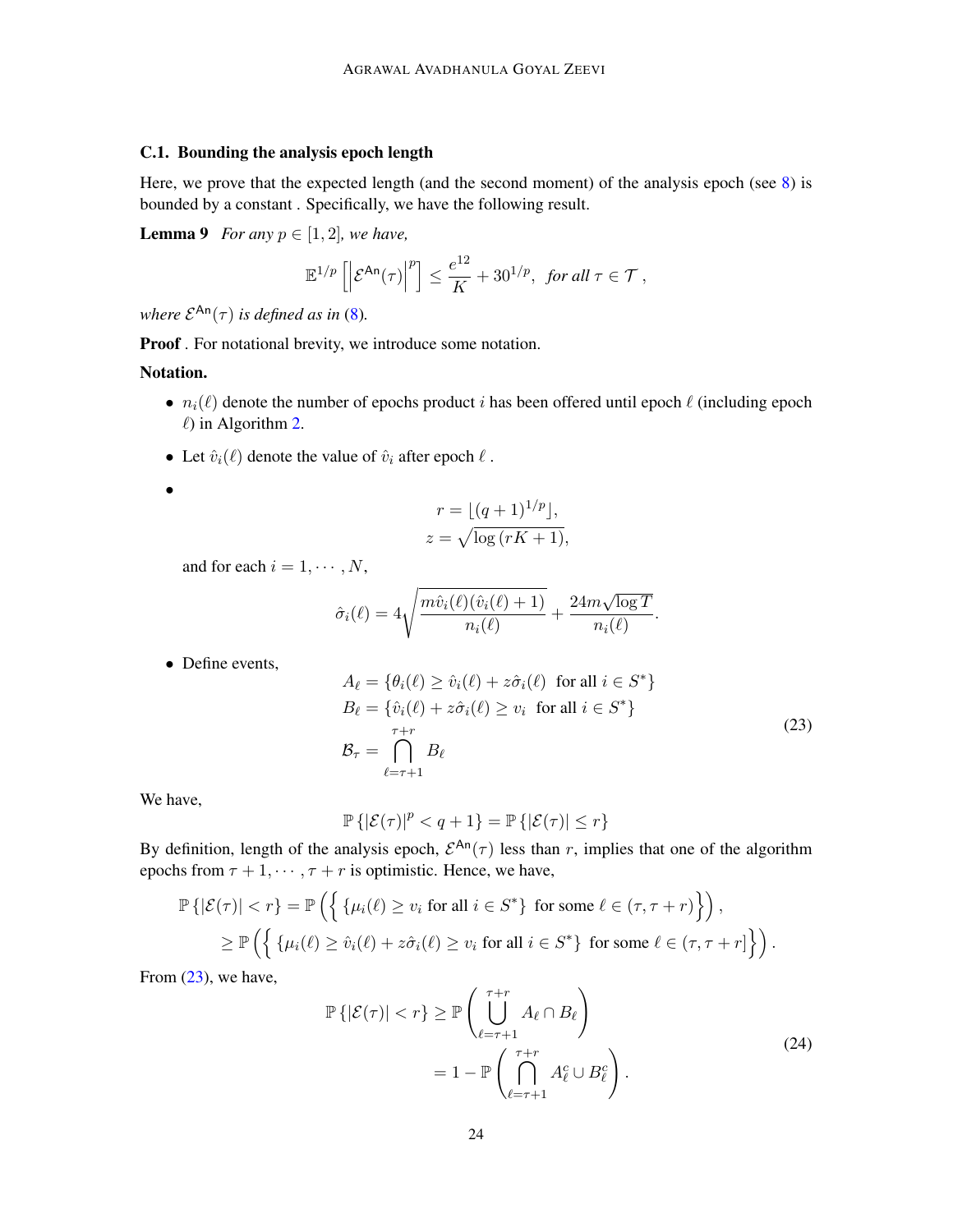### C.1. Bounding the analysis epoch length

Here, we prove that the expected length (and the second moment) of the analysis epoch (see 8) is bounded by a constant . Specifically, we have the following result.

**Lemma 9** *For any $p \in [1, 2]$, we have,*

$$\mathbb{E}^{1/p}\left[\left|\mathcal{E}^{\mathsf{An}}(\tau)\right|^p\right] \leq \frac{e^{12}}{K} + 30^{1/p}, \text{ for all } \tau \in \mathcal{T} ,$$

*where $\mathcal{E}^{\mathsf{An}}(\tau)$ is defined as in (8).*

**Proof** . For notational brevity, we introduce some notation.

**Notation.**

- $n_i(\ell)$ denote the number of epochs product $i$ has been offered until epoch $\ell$ (including epoch $\ell$) in Algorithm 2.
- Let $\hat{v}_i(\ell)$ denote the value of $\hat{v}_i$ after epoch $\ell$ .
- $$r = \lfloor (q+1)^{1/p} \rfloor,$$
  $$z = \sqrt{\log(rK+1)},$$

  and for each $i = 1, \cdots, N$,

  $$\hat{\sigma}_i(\ell) = 4\sqrt{\frac{m\hat{v}_i(\ell)(\hat{v}_i(\ell)+1)}{n_i(\ell)}} + \frac{24m\sqrt{\log T}}{n_i(\ell)}.$$

- Define events,

$$\begin{aligned}
A_\ell &= \{\theta_i(\ell) \geq \hat{v}_i(\ell) + z\hat{\sigma}_i(\ell) \text{ for all } i \in S^*\} \\
B_\ell &= \{\hat{v}_i(\ell) + z\hat{\sigma}_i(\ell) \geq v_i \text{ for all } i \in S^*\} \\
\mathcal{B}_\tau &= \bigcap_{\ell=\tau+1}^{\tau+r} B_\ell
\end{aligned} \tag{23}$$

We have,

$$\mathbb{P}\{|\mathcal{E}(\tau)|^p < q+1\} = \mathbb{P}\{|\mathcal{E}(\tau)| \leq r\}$$

By definition, length of the analysis epoch, $\mathcal{E}^{\mathsf{An}}(\tau)$ less than $r$, implies that one of the algorithm epochs from $\tau+1, \cdots, \tau+r$ is optimistic. Hence, we have,

$$\begin{aligned}
\mathbb{P}\{|\mathcal{E}(\tau)| < r\} &= \mathbb{P}\left(\left\{\{\mu_i(\ell) \geq v_i \text{ for all } i \in S^*\} \text{ for some } \ell \in (\tau, \tau+r)\right\}\right), \\
&\geq \mathbb{P}\left(\left\{\{\mu_i(\ell) \geq \hat{v}_i(\ell) + z\hat{\sigma}_i(\ell) \geq v_i \text{ for all } i \in S^*\} \text{ for some } \ell \in (\tau, \tau+r]\right\}\right).
\end{aligned}$$

From (23), we have,

$$\begin{aligned}
\mathbb{P}\{|\mathcal{E}(\tau)| < r\} &\geq \mathbb{P}\left(\bigcup_{\ell=\tau+1}^{\tau+r} A_\ell \cap B_\ell\right) \\
&= 1 - \mathbb{P}\left(\bigcap_{\ell=\tau+1}^{\tau+r} A_\ell^c \cup B_\ell^c\right).
\end{aligned} \tag{24}$$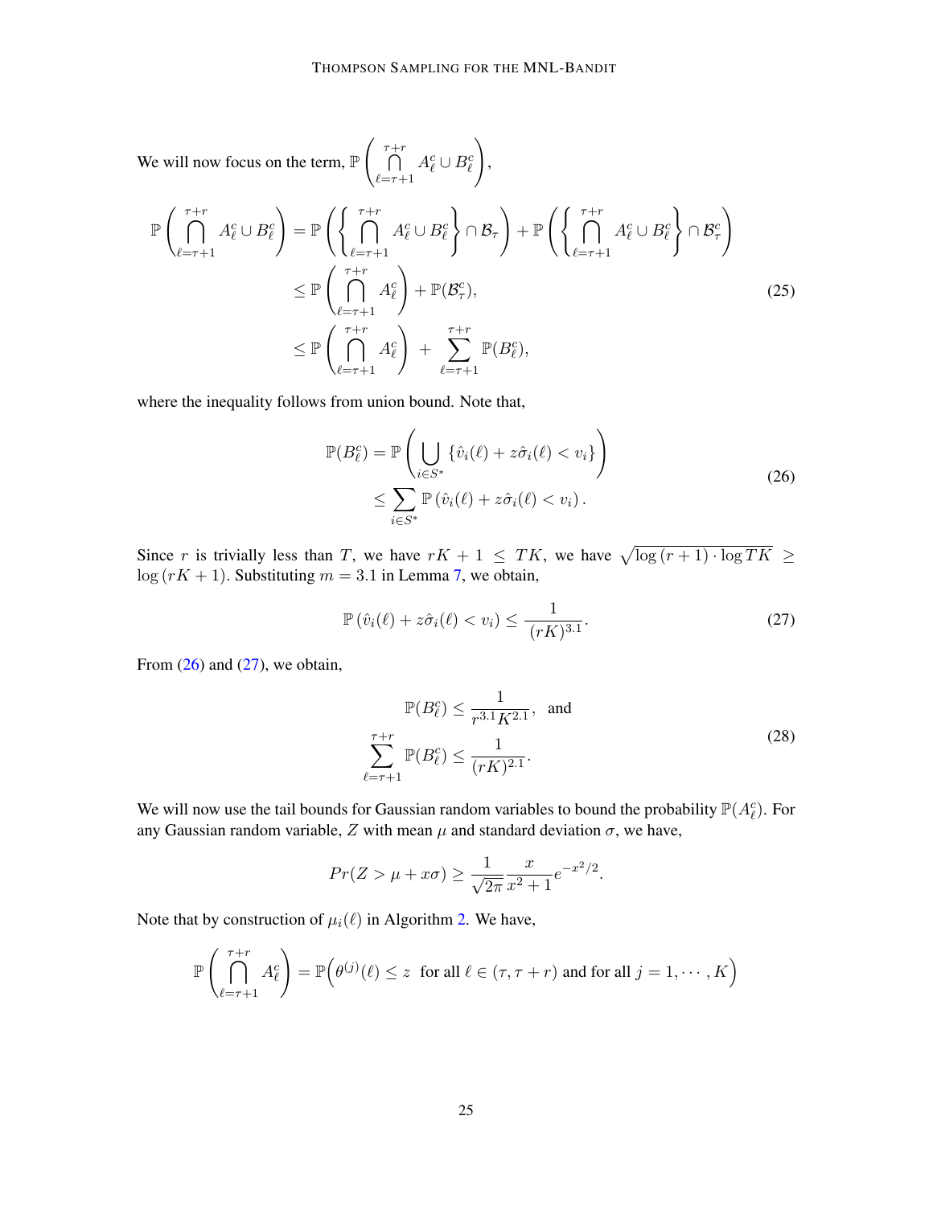We will now focus on the term, $\mathbb{P}\left(\bigcap\limits_{\ell=\tau+1}^{\tau+r} A_\ell^c \cup B_\ell^c\right)$,

$$
\begin{aligned}
\mathbb{P}\left(\bigcap_{\ell=\tau+1}^{\tau+r} A_\ell^c \cup B_\ell^c\right) &= \mathbb{P}\left(\left\{\bigcap_{\ell=\tau+1}^{\tau+r} A_\ell^c \cup B_\ell^c\right\} \cap \mathcal{B}_\tau\right) + \mathbb{P}\left(\left\{\bigcap_{\ell=\tau+1}^{\tau+r} A_\ell^c \cup B_\ell^c\right\} \cap \mathcal{B}_\tau^c\right) \\
&\leq \mathbb{P}\left(\bigcap_{\ell=\tau+1}^{\tau+r} A_\ell^c\right) + \mathbb{P}(\mathcal{B}_\tau^c), \\
&\leq \mathbb{P}\left(\bigcap_{\ell=\tau+1}^{\tau+r} A_\ell^c\right) \; + \; \sum_{\ell=\tau+1}^{\tau+r} \mathbb{P}(B_\ell^c),
\end{aligned} \tag{25}
$$

where the inequality follows from union bound. Note that,

$$
\begin{aligned}
\mathbb{P}(B_\ell^c) &= \mathbb{P}\left(\bigcup_{i \in S^*} \{\hat{v}_i(\ell) + z\hat{\sigma}_i(\ell) < v_i\}\right) \\
&\leq \sum_{i \in S^*} \mathbb{P}\left(\hat{v}_i(\ell) + z\hat{\sigma}_i(\ell) < v_i\right).
\end{aligned} \tag{26}
$$

Since $r$ is trivially less than $T$, we have $rK+1 \leq TK$, we have $\sqrt{\log(r+1)\cdot\log TK} \geq \log(rK+1)$. Substituting $m = 3.1$ in Lemma 7, we obtain,

$$
\mathbb{P}\left(\hat{v}_i(\ell) + z\hat{\sigma}_i(\ell) < v_i\right) \leq \frac{1}{(rK)^{3.1}}. \tag{27}
$$

From (26) and (27), we obtain,

$$
\begin{aligned}
\mathbb{P}(B_\ell^c) &\leq \frac{1}{r^{3.1}K^{2.1}}, \quad \text{and} \\
\sum_{\ell=\tau+1}^{\tau+r} \mathbb{P}(B_\ell^c) &\leq \frac{1}{(rK)^{2.1}}.
\end{aligned} \tag{28}
$$

We will now use the tail bounds for Gaussian random variables to bound the probability $\mathbb{P}(A_\ell^c)$. For any Gaussian random variable, $Z$ with mean $\mu$ and standard deviation $\sigma$, we have,

$$
Pr(Z > \mu + x\sigma) \geq \frac{1}{\sqrt{2\pi}} \frac{x}{x^2+1} e^{-x^2/2}.
$$

Note that by construction of $\mu_i(\ell)$ in Algorithm 2. We have,

$$
\mathbb{P}\left(\bigcap_{\ell=\tau+1}^{\tau+r} A_\ell^c\right) = \mathbb{P}\Big(\theta^{(j)}(\ell) \leq z \;\; \text{for all } \ell \in (\tau, \tau+r) \text{ and for all } j = 1, \cdots, K\Big)
$$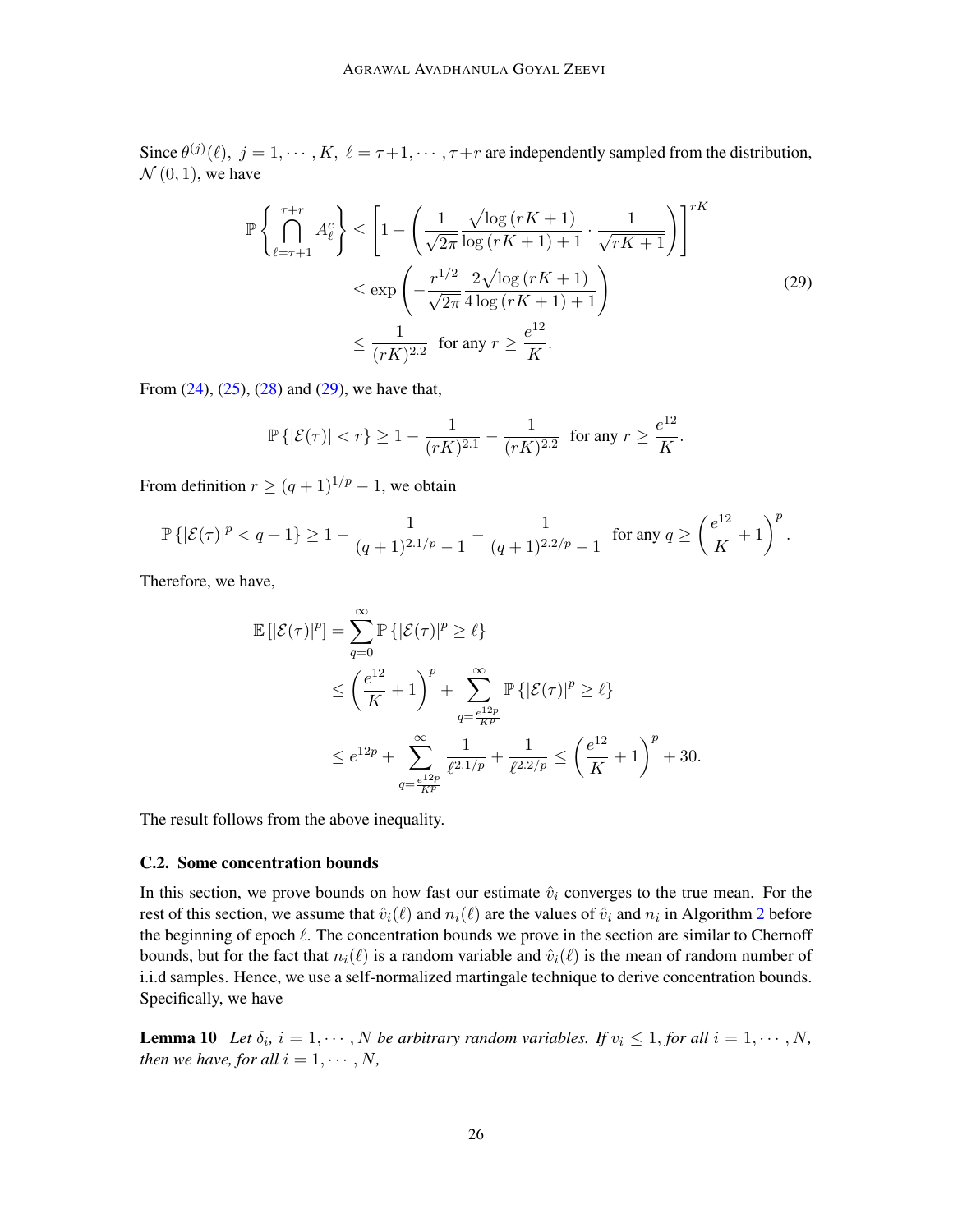Since $\theta^{(j)}(\ell),\ j = 1, \cdots, K,\ \ell = \tau+1, \cdots, \tau+r$ are independently sampled from the distribution, $\mathcal{N}(0,1)$, we have

$$
\begin{aligned}
\mathbb{P}\left\{ \bigcap_{\ell=\tau+1}^{\tau+r} A_\ell^c \right\} &\leq \left[ 1 - \left( \frac{1}{\sqrt{2\pi}} \frac{\sqrt{\log(rK+1)}}{\log(rK+1)+1} \cdot \frac{1}{\sqrt{rK+1}} \right) \right]^{rK} \\
&\leq \exp\left( -\frac{r^{1/2}}{\sqrt{2\pi}} \frac{2\sqrt{\log(rK+1)}}{4\log(rK+1)+1} \right) \\
&\leq \frac{1}{(rK)^{2.2}} \ \text{ for any } r \geq \frac{e^{12}}{K}.
\end{aligned} \tag{29}
$$

From (24), (25), (28) and (29), we have that,

$$
\mathbb{P}\left\{ |\mathcal{E}(\tau)| < r \right\} \geq 1 - \frac{1}{(rK)^{2.1}} - \frac{1}{(rK)^{2.2}} \ \text{ for any } r \geq \frac{e^{12}}{K}.
$$

From definition $r \geq (q+1)^{1/p} - 1$, we obtain

$$
\mathbb{P}\left\{ |\mathcal{E}(\tau)|^p < q+1 \right\} \geq 1 - \frac{1}{(q+1)^{2.1/p} - 1} - \frac{1}{(q+1)^{2.2/p} - 1} \ \text{ for any } q \geq \left( \frac{e^{12}}{K} + 1 \right)^p.
$$

Therefore, we have,

$$
\begin{aligned}
\mathbb{E}\left[ |\mathcal{E}(\tau)|^p \right] &= \sum_{q=0}^{\infty} \mathbb{P}\left\{ |\mathcal{E}(\tau)|^p \geq \ell \right\} \\
&\leq \left( \frac{e^{12}}{K} + 1 \right)^p + \sum_{q=\frac{e^{12p}}{K^p}}^{\infty} \mathbb{P}\left\{ |\mathcal{E}(\tau)|^p \geq \ell \right\} \\
&\leq e^{12p} + \sum_{q=\frac{e^{12p}}{K^p}}^{\infty} \frac{1}{\ell^{2.1/p}} + \frac{1}{\ell^{2.2/p}} \leq \left( \frac{e^{12}}{K} + 1 \right)^p + 30.
\end{aligned}
$$

The result follows from the above inequality.

### C.2. Some concentration bounds

In this section, we prove bounds on how fast our estimate $\hat{v}_i$ converges to the true mean. For the rest of this section, we assume that $\hat{v}_i(\ell)$ and $n_i(\ell)$ are the values of $\hat{v}_i$ and $n_i$ in Algorithm 2 before the beginning of epoch $\ell$. The concentration bounds we prove in the section are similar to Chernoff bounds, but for the fact that $n_i(\ell)$ is a random variable and $\hat{v}_i(\ell)$ is the mean of random number of i.i.d samples. Hence, we use a self-normalized martingale technique to derive concentration bounds. Specifically, we have

**Lemma 10** *Let $\delta_i,\ i = 1, \cdots, N$ be arbitrary random variables. If $v_i \leq 1$, for all $i = 1, \cdots, N$, then we have, for all $i = 1, \cdots, N$,*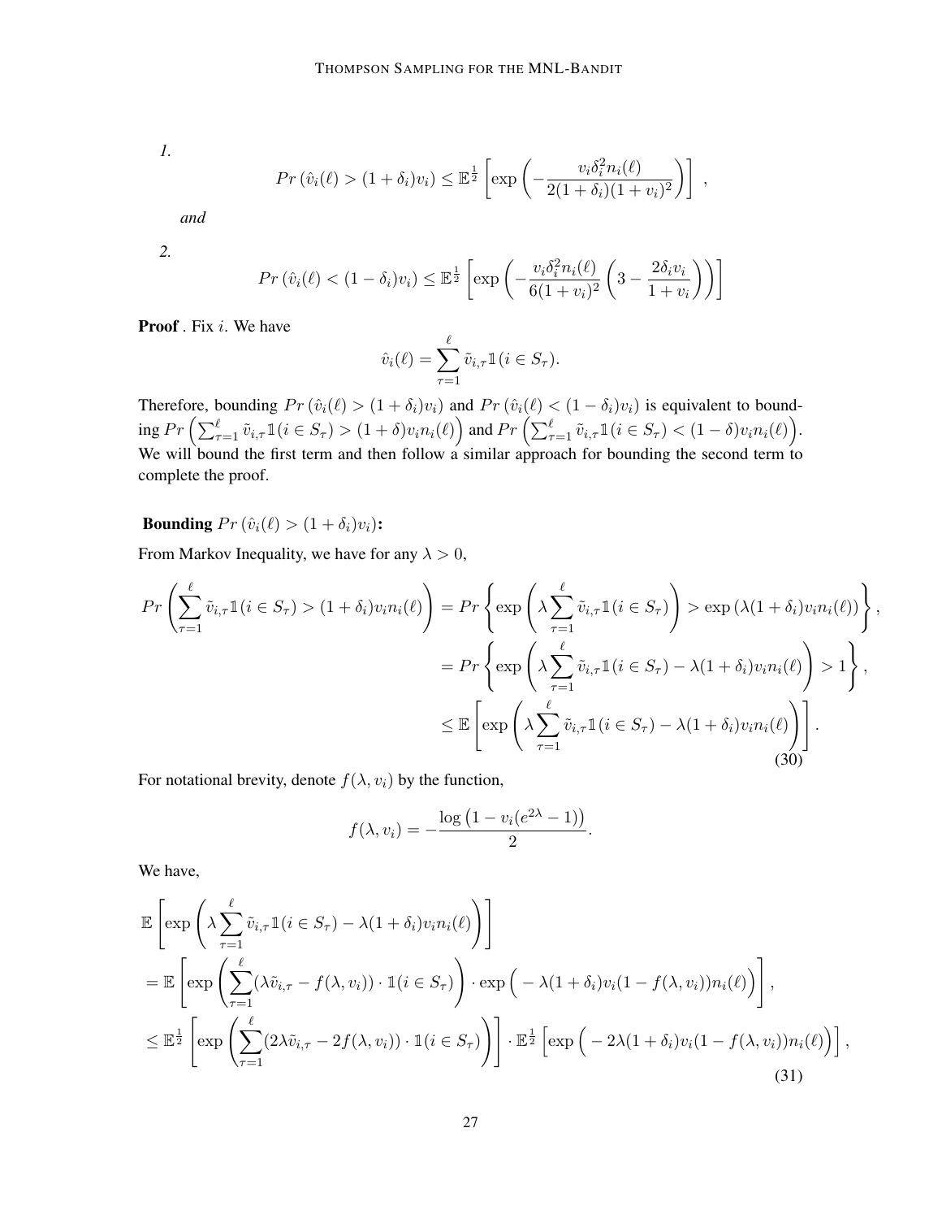*1.*

$$Pr\left(\hat{v}_i(\ell) > (1+\delta_i)v_i\right) \le \mathbb{E}^{\frac{1}{2}}\left[\exp\left(-\frac{v_i\delta_i^2 n_i(\ell)}{2(1+\delta_i)(1+v_i)^2}\right)\right] ,$$

*and*

*2.*

$$Pr\left(\hat{v}_i(\ell) < (1-\delta_i)v_i\right) \le \mathbb{E}^{\frac{1}{2}}\left[\exp\left(-\frac{v_i\delta_i^2 n_i(\ell)}{6(1+v_i)^2}\left(3 - \frac{2\delta_i v_i}{1+v_i}\right)\right)\right]$$

**Proof** . Fix $i$. We have

$$\hat{v}_i(\ell) = \sum_{\tau=1}^{\ell} \tilde{v}_{i,\tau}\mathbb{1}(i \in S_\tau).$$

Therefore, bounding $Pr\left(\hat{v}_i(\ell) > (1+\delta_i)v_i\right)$ and $Pr\left(\hat{v}_i(\ell) < (1-\delta_i)v_i\right)$ is equivalent to bounding $Pr\left(\sum_{\tau=1}^{\ell} \tilde{v}_{i,\tau}\mathbb{1}(i \in S_\tau) > (1+\delta)v_i n_i(\ell)\right)$ and $Pr\left(\sum_{\tau=1}^{\ell} \tilde{v}_{i,\tau}\mathbb{1}(i \in S_\tau) < (1-\delta)v_i n_i(\ell)\right)$. We will bound the first term and then follow a similar approach for bounding the second term to complete the proof.

**Bounding** $Pr\left(\hat{v}_i(\ell) > (1+\delta_i)v_i\right)$**:**

From Markov Inequality, we have for any $\lambda > 0$,

$$\begin{aligned}
Pr\left(\sum_{\tau=1}^{\ell} \tilde{v}_{i,\tau}\mathbb{1}(i \in S_\tau) > (1+\delta_i)v_i n_i(\ell)\right) &= Pr\left\{\exp\left(\lambda\sum_{\tau=1}^{\ell} \tilde{v}_{i,\tau}\mathbb{1}(i \in S_\tau)\right) > \exp\left(\lambda(1+\delta_i)v_i n_i(\ell)\right)\right\}, \\
&= Pr\left\{\exp\left(\lambda\sum_{\tau=1}^{\ell} \tilde{v}_{i,\tau}\mathbb{1}(i \in S_\tau) - \lambda(1+\delta_i)v_i n_i(\ell)\right) > 1\right\}, \\
&\le \mathbb{E}\left[\exp\left(\lambda\sum_{\tau=1}^{\ell} \tilde{v}_{i,\tau}\mathbb{1}(i \in S_\tau) - \lambda(1+\delta_i)v_i n_i(\ell)\right)\right].
\end{aligned} \tag{30}$$

For notational brevity, denote $f(\lambda, v_i)$ by the function,

$$f(\lambda, v_i) = -\frac{\log\left(1 - v_i(e^{2\lambda} - 1)\right)}{2}.$$

We have,

$$\begin{aligned}
&\mathbb{E}\left[\exp\left(\lambda\sum_{\tau=1}^{\ell} \tilde{v}_{i,\tau}\mathbb{1}(i \in S_\tau) - \lambda(1+\delta_i)v_i n_i(\ell)\right)\right] \\
&= \mathbb{E}\left[\exp\left(\sum_{\tau=1}^{\ell}(\lambda\tilde{v}_{i,\tau} - f(\lambda, v_i))\cdot\mathbb{1}(i \in S_\tau)\right)\cdot\exp\Big(-\lambda(1+\delta_i)v_i(1 - f(\lambda, v_i))n_i(\ell)\Big)\right], \\
&\le \mathbb{E}^{\frac{1}{2}}\left[\exp\left(\sum_{\tau=1}^{\ell}(2\lambda\tilde{v}_{i,\tau} - 2f(\lambda, v_i))\cdot\mathbb{1}(i \in S_\tau)\right)\right]\cdot\mathbb{E}^{\frac{1}{2}}\Big[\exp\Big(-2\lambda(1+\delta_i)v_i(1 - f(\lambda, v_i))n_i(\ell)\Big)\Big],
\end{aligned} \tag{31}$$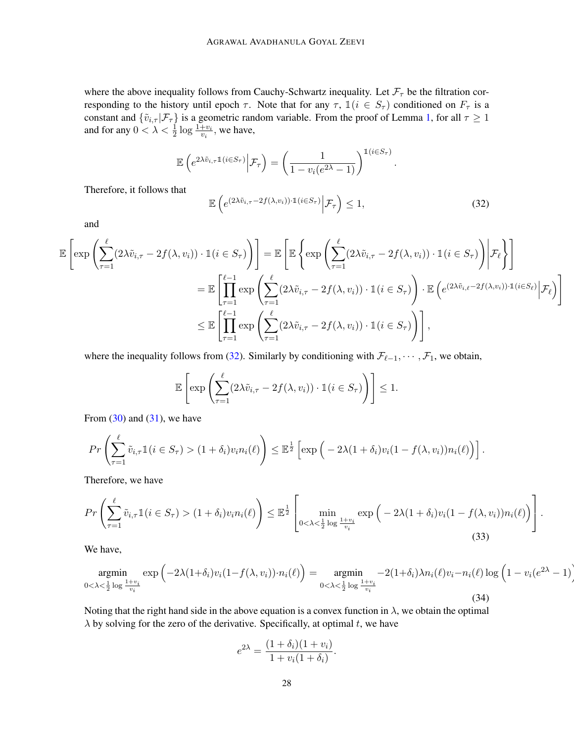where the above inequality follows from Cauchy-Schwartz inequality. Let $\mathcal{F}_\tau$ be the filtration corresponding to the history until epoch $\tau$. Note that for any $\tau$, $\mathbb{1}(i \in S_\tau)$ conditioned on $F_\tau$ is a constant and $\{\tilde{v}_{i,\tau}|\mathcal{F}_\tau\}$ is a geometric random variable. From the proof of Lemma 1, for all $\tau \geq 1$ and for any $0 < \lambda < \frac{1}{2}\log\frac{1+v_i}{v_i}$, we have,

$$\mathbb{E}\left(e^{2\lambda \tilde{v}_{i,\tau}\mathbb{1}(i\in S_\tau)}\Big|\mathcal{F}_\tau\right) = \left(\frac{1}{1-v_i(e^{2\lambda}-1)}\right)^{\mathbb{1}(i\in S_\tau)}.$$

Therefore, it follows that

$$\mathbb{E}\left(e^{(2\lambda \tilde{v}_{i,\tau}-2f(\lambda,v_i))\cdot\mathbb{1}(i\in S_\tau)}\Big|\mathcal{F}_\tau\right) \leq 1, \tag{32}$$

and

$$\begin{aligned}
\mathbb{E}\left[\exp\left(\sum_{\tau=1}^{\ell}(2\lambda\tilde{v}_{i,\tau}-2f(\lambda,v_i))\cdot\mathbb{1}(i\in S_\tau)\right)\right] &= \mathbb{E}\left[\mathbb{E}\left\{\exp\left(\sum_{\tau=1}^{\ell}(2\lambda\tilde{v}_{i,\tau}-2f(\lambda,v_i))\cdot\mathbb{1}(i\in S_\tau)\right)\Bigg|\mathcal{F}_\ell\right\}\right] \\
&= \mathbb{E}\left[\prod_{\tau=1}^{\ell-1}\exp\left(\sum_{\tau=1}^{\ell}(2\lambda\tilde{v}_{i,\tau}-2f(\lambda,v_i))\cdot\mathbb{1}(i\in S_\tau)\right)\cdot\mathbb{E}\left(e^{(2\lambda\tilde{v}_{i,\ell}-2f(\lambda,v_i))\cdot\mathbb{1}(i\in S_\ell)}\Big|\mathcal{F}_\ell\right)\right] \\
&\leq \mathbb{E}\left[\prod_{\tau=1}^{\ell-1}\exp\left(\sum_{\tau=1}^{\ell}(2\lambda\tilde{v}_{i,\tau}-2f(\lambda,v_i))\cdot\mathbb{1}(i\in S_\tau)\right)\right],
\end{aligned}$$

where the inequality follows from (32). Similarly by conditioning with $\mathcal{F}_{\ell-1},\cdots,\mathcal{F}_1$, we obtain,

$$\mathbb{E}\left[\exp\left(\sum_{\tau=1}^{\ell}(2\lambda\tilde{v}_{i,\tau}-2f(\lambda,v_i))\cdot\mathbb{1}(i\in S_\tau)\right)\right] \leq 1.$$

From (30) and (31), we have

$$Pr\left(\sum_{\tau=1}^{\ell}\tilde{v}_{i,\tau}\mathbb{1}(i\in S_\tau) > (1+\delta_i)v_in_i(\ell)\right) \leq \mathbb{E}^{\frac{1}{2}}\left[\exp\Big(-2\lambda(1+\delta_i)v_i(1-f(\lambda,v_i))n_i(\ell)\Big)\right].$$

Therefore, we have

$$Pr\left(\sum_{\tau=1}^{\ell}\tilde{v}_{i,\tau}\mathbb{1}(i\in S_\tau) > (1+\delta_i)v_in_i(\ell)\right) \leq \mathbb{E}^{\frac{1}{2}}\left[\min_{0<\lambda<\frac{1}{2}\log\frac{1+v_i}{v_i}}\exp\Big(-2\lambda(1+\delta_i)v_i(1-f(\lambda,v_i))n_i(\ell)\Big)\right]. \tag{33}$$

We have,

$$\operatorname*{argmin}_{0<\lambda<\frac{1}{2}\log\frac{1+v_i}{v_i}}\exp\Big(-2\lambda(1+\delta_i)v_i(1-f(\lambda,v_i))\cdot n_i(\ell)\Big) = \operatorname*{argmin}_{0<\lambda<\frac{1}{2}\log\frac{1+v_i}{v_i}} -2(1+\delta_i)\lambda n_i(\ell)v_i - n_i(\ell)\log\Big(1-v_i(e^{2\lambda}-1)\Big) \tag{34}$$

Noting that the right hand side in the above equation is a convex function in $\lambda$, we obtain the optimal $\lambda$ by solving for the zero of the derivative. Specifically, at optimal $t$, we have

$$e^{2\lambda} = \frac{(1+\delta_i)(1+v_i)}{1+v_i(1+\delta_i)}.$$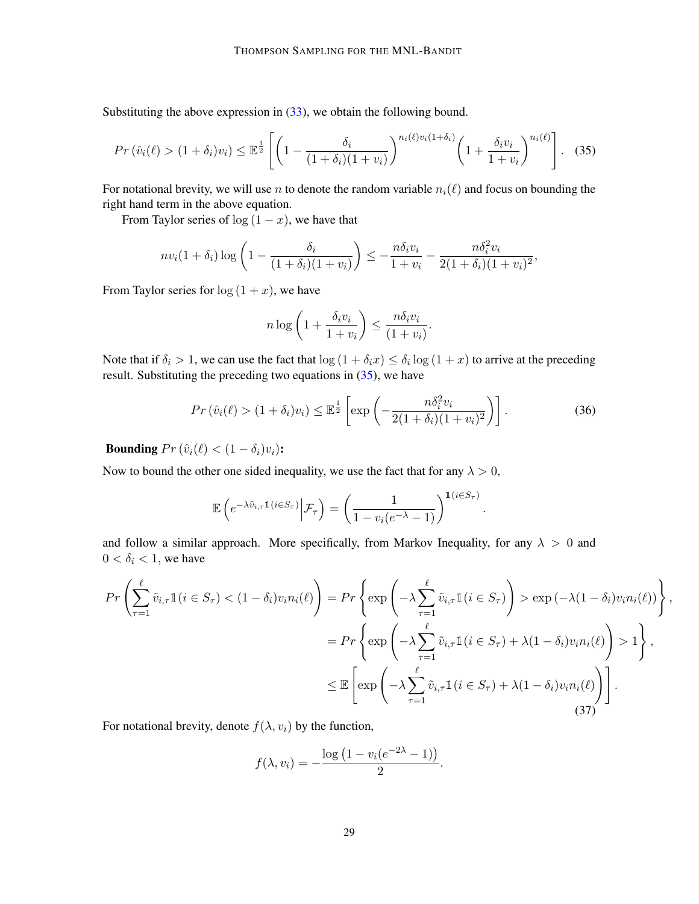Substituting the above expression in (33), we obtain the following bound.

$$Pr\left(\hat{v}_i(\ell) > (1+\delta_i)v_i\right) \leq \mathbb{E}^{\frac{1}{2}}\left[\left(1 - \frac{\delta_i}{(1+\delta_i)(1+v_i)}\right)^{n_i(\ell)v_i(1+\delta_i)}\left(1 + \frac{\delta_i v_i}{1+v_i}\right)^{n_i(\ell)}\right]. \quad (35)$$

For notational brevity, we will use $n$ to denote the random variable $n_i(\ell)$ and focus on bounding the right hand term in the above equation.

From Taylor series of $\log(1-x)$, we have that

$$nv_i(1+\delta_i)\log\left(1 - \frac{\delta_i}{(1+\delta_i)(1+v_i)}\right) \leq -\frac{n\delta_i v_i}{1+v_i} - \frac{n\delta_i^2 v_i}{2(1+\delta_i)(1+v_i)^2},$$

From Taylor series for $\log(1+x)$, we have

$$n\log\left(1 + \frac{\delta_i v_i}{1+v_i}\right) \leq \frac{n\delta_i v_i}{(1+v_i)}.$$

Note that if $\delta_i > 1$, we can use the fact that $\log(1+\delta_i x) \leq \delta_i \log(1+x)$ to arrive at the preceding result. Substituting the preceding two equations in (35), we have

$$Pr\left(\hat{v}_i(\ell) > (1+\delta_i)v_i\right) \leq \mathbb{E}^{\frac{1}{2}}\left[\exp\left(-\frac{n\delta_i^2 v_i}{2(1+\delta_i)(1+v_i)^2}\right)\right]. \quad (36)$$

**Bounding $Pr\left(\hat{v}_i(\ell) < (1-\delta_i)v_i\right)$:**

Now to bound the other one sided inequality, we use the fact that for any $\lambda > 0$,

$$\mathbb{E}\left(e^{-\lambda\tilde{v}_{i,\tau}\mathbb{1}(i\in S_\tau)}\Big|\mathcal{F}_\tau\right) = \left(\frac{1}{1 - v_i(e^{-\lambda}-1)}\right)^{\mathbb{1}(i\in S_\tau)}.$$

and follow a similar approach. More specifically, from Markov Inequality, for any $\lambda > 0$ and $0 < \delta_i < 1$, we have

$$\begin{aligned}
Pr\left(\sum_{\tau=1}^{\ell}\tilde{v}_{i,\tau}\mathbb{1}(i\in S_\tau) < (1-\delta_i)v_i n_i(\ell)\right) &= Pr\left\{\exp\left(-\lambda\sum_{\tau=1}^{\ell}\tilde{v}_{i,\tau}\mathbb{1}(i\in S_\tau)\right) > \exp\left(-\lambda(1-\delta_i)v_i n_i(\ell)\right)\right\}, \\
&= Pr\left\{\exp\left(-\lambda\sum_{\tau=1}^{\ell}\tilde{v}_{i,\tau}\mathbb{1}(i\in S_\tau) + \lambda(1-\delta_i)v_i n_i(\ell)\right) > 1\right\}, \\
&\leq \mathbb{E}\left[\exp\left(-\lambda\sum_{\tau=1}^{\ell}\tilde{v}_{i,\tau}\mathbb{1}(i\in S_\tau) + \lambda(1-\delta_i)v_i n_i(\ell)\right)\right].
\end{aligned} \quad (37)$$

For notational brevity, denote $f(\lambda, v_i)$ by the function,

$$f(\lambda, v_i) = -\frac{\log\left(1 - v_i(e^{-2\lambda}-1)\right)}{2}.$$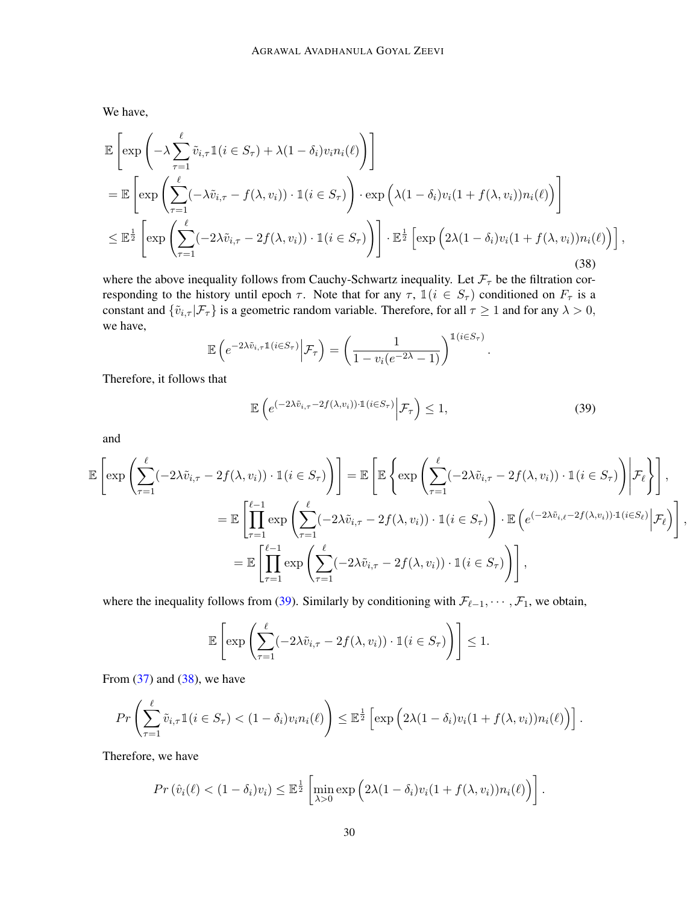We have,

$$
\begin{aligned}
&\mathbb{E}\left[\exp\left(-\lambda\sum_{\tau=1}^{\ell}\tilde{v}_{i,\tau}\mathbb{1}(i\in S_\tau)+\lambda(1-\delta_i)v_i n_i(\ell)\right)\right]\\
&=\mathbb{E}\left[\exp\left(\sum_{\tau=1}^{\ell}(-\lambda\tilde{v}_{i,\tau}-f(\lambda,v_i))\cdot\mathbb{1}(i\in S_\tau)\right)\cdot\exp\Big(\lambda(1-\delta_i)v_i(1+f(\lambda,v_i))n_i(\ell)\Big)\right]\\
&\leq\mathbb{E}^{\frac{1}{2}}\left[\exp\left(\sum_{\tau=1}^{\ell}(-2\lambda\tilde{v}_{i,\tau}-2f(\lambda,v_i))\cdot\mathbb{1}(i\in S_\tau)\right)\right]\cdot\mathbb{E}^{\frac{1}{2}}\left[\exp\Big(2\lambda(1-\delta_i)v_i(1+f(\lambda,v_i))n_i(\ell)\Big)\right],
\end{aligned}
\tag{38}
$$

where the above inequality follows from Cauchy-Schwartz inequality. Let $\mathcal{F}_\tau$ be the filtration corresponding to the history until epoch $\tau$. Note that for any $\tau$, $\mathbb{1}(i\in S_\tau)$ conditioned on $F_\tau$ is a constant and $\{\tilde{v}_{i,\tau}|\mathcal{F}_\tau\}$ is a geometric random variable. Therefore, for all $\tau\geq 1$ and for any $\lambda>0$, we have,

$$
\mathbb{E}\left(e^{-2\lambda\tilde{v}_{i,\tau}\mathbb{1}(i\in S_\tau)}\Big|\mathcal{F}_\tau\right)=\left(\frac{1}{1-v_i(e^{-2\lambda}-1)}\right)^{\mathbb{1}(i\in S_\tau)}.
$$

Therefore, it follows that

$$
\mathbb{E}\left(e^{(-2\lambda\tilde{v}_{i,\tau}-2f(\lambda,v_i))\cdot\mathbb{1}(i\in S_\tau)}\Big|\mathcal{F}_\tau\right)\leq 1,
\tag{39}
$$

and

$$
\begin{aligned}
\mathbb{E}\left[\exp\left(\sum_{\tau=1}^{\ell}(-2\lambda\tilde{v}_{i,\tau}-2f(\lambda,v_i))\cdot\mathbb{1}(i\in S_\tau)\right)\right]&=\mathbb{E}\left[\mathbb{E}\left\{\exp\left(\sum_{\tau=1}^{\ell}(-2\lambda\tilde{v}_{i,\tau}-2f(\lambda,v_i))\cdot\mathbb{1}(i\in S_\tau)\right)\Bigg|\mathcal{F}_\ell\right\}\right],\\
&=\mathbb{E}\left[\prod_{\tau=1}^{\ell-1}\exp\left(\sum_{\tau=1}^{\ell}(-2\lambda\tilde{v}_{i,\tau}-2f(\lambda,v_i))\cdot\mathbb{1}(i\in S_\tau)\right)\cdot\mathbb{E}\left(e^{(-2\lambda\tilde{v}_{i,\ell}-2f(\lambda,v_i))\cdot\mathbb{1}(i\in S_\ell)}\Big|\mathcal{F}_\ell\right)\right],\\
&=\mathbb{E}\left[\prod_{\tau=1}^{\ell-1}\exp\left(\sum_{\tau=1}^{\ell}(-2\lambda\tilde{v}_{i,\tau}-2f(\lambda,v_i))\cdot\mathbb{1}(i\in S_\tau)\right)\right],
\end{aligned}
$$

where the inequality follows from (39). Similarly by conditioning with $\mathcal{F}_{\ell-1},\cdots,\mathcal{F}_1$, we obtain,

$$
\mathbb{E}\left[\exp\left(\sum_{\tau=1}^{\ell}(-2\lambda\tilde{v}_{i,\tau}-2f(\lambda,v_i))\cdot\mathbb{1}(i\in S_\tau)\right)\right]\leq 1.
$$

From (37) and (38), we have

$$
Pr\left(\sum_{\tau=1}^{\ell}\tilde{v}_{i,\tau}\mathbb{1}(i\in S_\tau)<(1-\delta_i)v_i n_i(\ell)\right)\leq\mathbb{E}^{\frac{1}{2}}\left[\exp\Big(2\lambda(1-\delta_i)v_i(1+f(\lambda,v_i))n_i(\ell)\Big)\right].
$$

Therefore, we have

$$
Pr\left(\hat{v}_i(\ell)<(1-\delta_i)v_i\right)\leq\mathbb{E}^{\frac{1}{2}}\left[\min_{\lambda>0}\exp\Big(2\lambda(1-\delta_i)v_i(1+f(\lambda,v_i))n_i(\ell)\Big)\right].
$$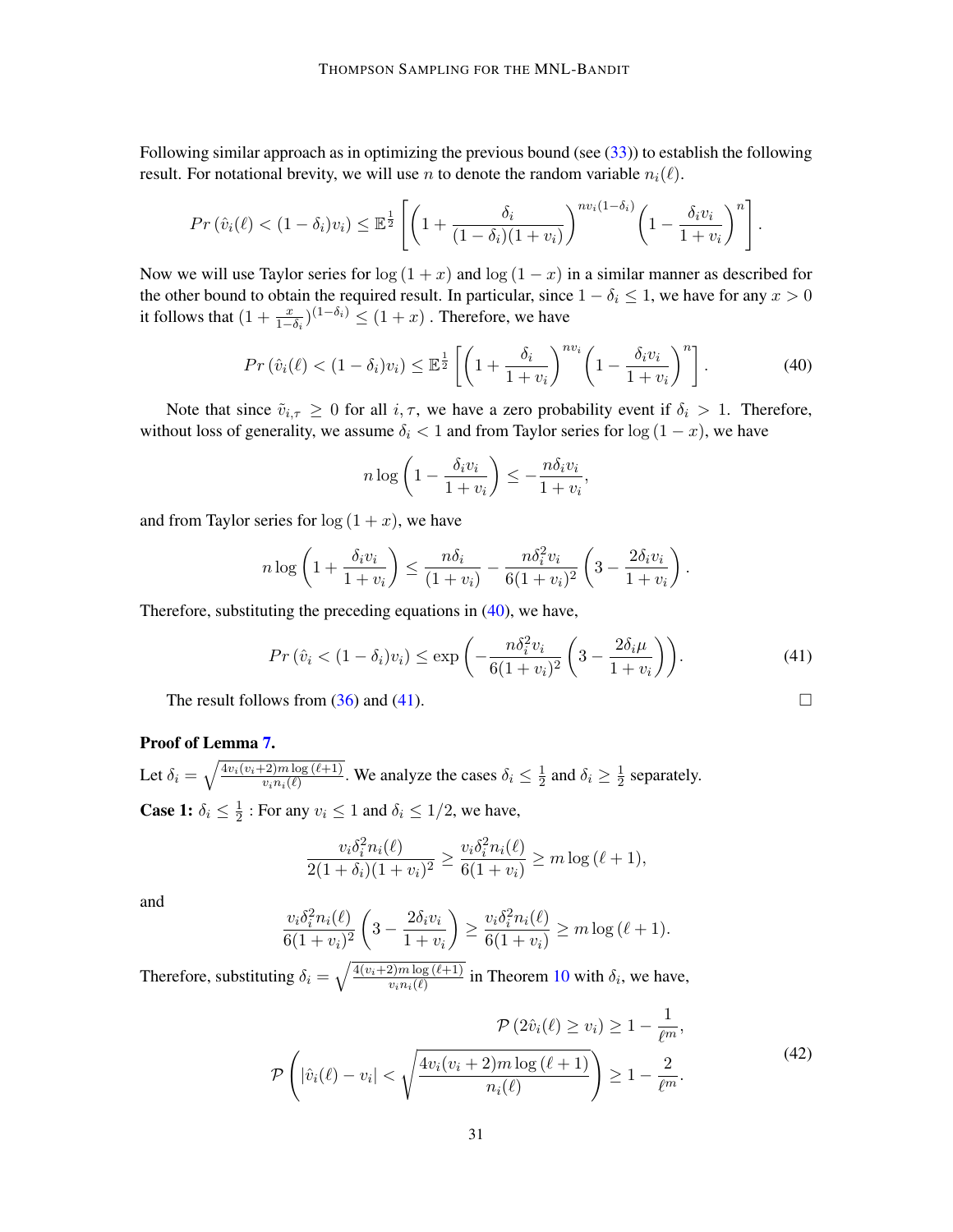Following similar approach as in optimizing the previous bound (see (33)) to establish the following result. For notational brevity, we will use $n$ to denote the random variable $n_i(\ell)$.

$$Pr\left(\hat{v}_i(\ell) < (1-\delta_i)v_i\right) \leq \mathbb{E}^{\frac{1}{2}}\left[\left(1 + \frac{\delta_i}{(1-\delta_i)(1+v_i)}\right)^{nv_i(1-\delta_i)}\left(1 - \frac{\delta_i v_i}{1+v_i}\right)^n\right].$$

Now we will use Taylor series for $\log(1+x)$ and $\log(1-x)$ in a similar manner as described for the other bound to obtain the required result. In particular, since $1-\delta_i \leq 1$, we have for any $x > 0$ it follows that $(1+\frac{x}{1-\delta_i})^{(1-\delta_i)} \leq (1+x)$ . Therefore, we have

$$Pr\left(\hat{v}_i(\ell) < (1-\delta_i)v_i\right) \leq \mathbb{E}^{\frac{1}{2}}\left[\left(1 + \frac{\delta_i}{1+v_i}\right)^{nv_i}\left(1 - \frac{\delta_i v_i}{1+v_i}\right)^n\right]. \tag{40}$$

Note that since $\tilde{v}_{i,\tau} \geq 0$ for all $i, \tau$, we have a zero probability event if $\delta_i > 1$. Therefore, without loss of generality, we assume $\delta_i < 1$ and from Taylor series for $\log(1-x)$, we have

$$n \log\left(1 - \frac{\delta_i v_i}{1+v_i}\right) \leq -\frac{n\delta_i v_i}{1+v_i},$$

and from Taylor series for $\log(1+x)$, we have

$$n \log\left(1 + \frac{\delta_i v_i}{1+v_i}\right) \leq \frac{n\delta_i}{(1+v_i)} - \frac{n\delta_i^2 v_i}{6(1+v_i)^2}\left(3 - \frac{2\delta_i v_i}{1+v_i}\right).$$

Therefore, substituting the preceding equations in (40), we have,

$$Pr\left(\hat{v}_i < (1-\delta_i)v_i\right) \leq \exp\left(-\frac{n\delta_i^2 v_i}{6(1+v_i)^2}\left(3 - \frac{2\delta_i \mu}{1+v_i}\right)\right). \tag{41}$$

The result follows from (36) and (41). $\square$

**Proof of Lemma 7.**

Let $\delta_i = \sqrt{\frac{4v_i(v_i+2)m\log(\ell+1)}{v_i n_i(\ell)}}$. We analyze the cases $\delta_i \leq \frac{1}{2}$ and $\delta_i \geq \frac{1}{2}$ separately.

**Case 1:** $\delta_i \leq \frac{1}{2}$ : For any $v_i \leq 1$ and $\delta_i \leq 1/2$, we have,

$$\frac{v_i\delta_i^2 n_i(\ell)}{2(1+\delta_i)(1+v_i)^2} \geq \frac{v_i\delta_i^2 n_i(\ell)}{6(1+v_i)} \geq m\log(\ell+1),$$

and

$$\frac{v_i\delta_i^2 n_i(\ell)}{6(1+v_i)^2}\left(3 - \frac{2\delta_i v_i}{1+v_i}\right) \geq \frac{v_i\delta_i^2 n_i(\ell)}{6(1+v_i)} \geq m\log(\ell+1).$$

Therefore, substituting $\delta_i = \sqrt{\frac{4(v_i+2)m\log(\ell+1)}{v_i n_i(\ell)}}$ in Theorem 10 with $\delta_i$, we have,

$$\begin{aligned}
\mathcal{P}\left(2\hat{v}_i(\ell) \geq v_i\right) &\geq 1 - \frac{1}{\ell^m}, \\
\mathcal{P}\left(|\hat{v}_i(\ell) - v_i| < \sqrt{\frac{4v_i(v_i+2)m\log(\ell+1)}{n_i(\ell)}}\right) &\geq 1 - \frac{2}{\ell^m}.
\end{aligned} \tag{42}$$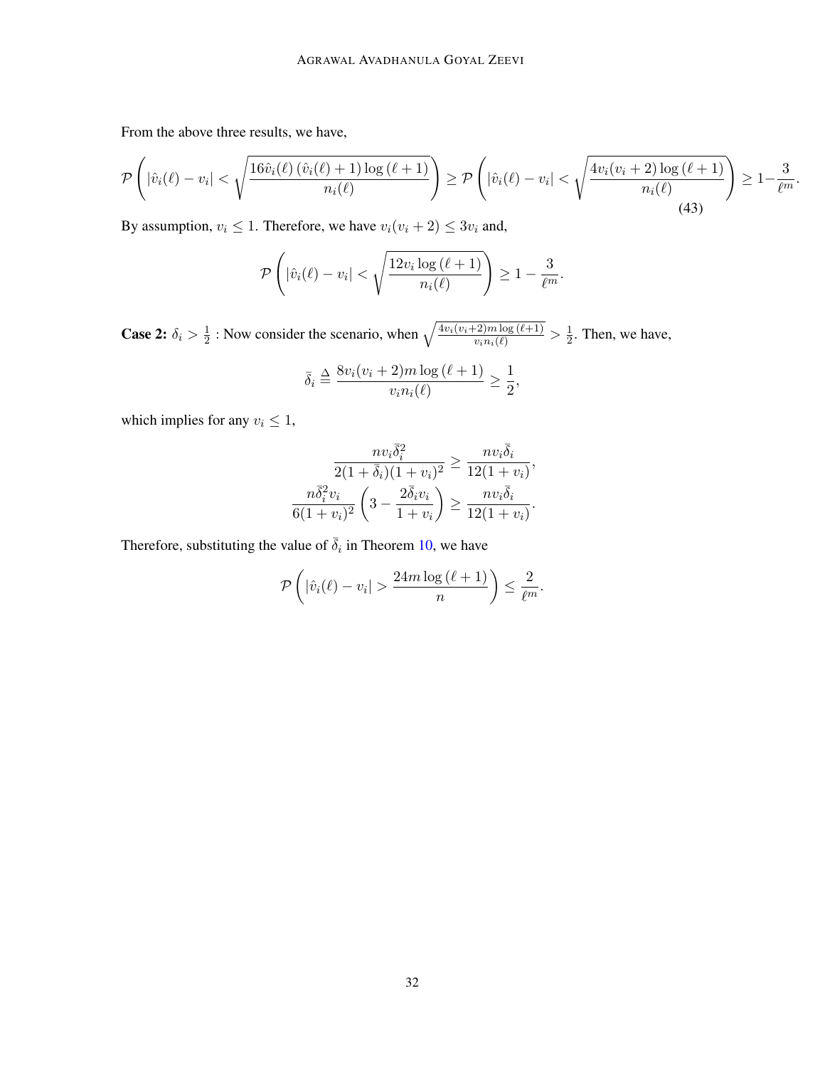From the above three results, we have,

$$\mathcal{P}\left(|\hat{v}_i(\ell) - v_i| < \sqrt{\frac{16\hat{v}_i(\ell)\left(\hat{v}_i(\ell)+1\right)\log(\ell+1)}{n_i(\ell)}}\right) \geq \mathcal{P}\left(|\hat{v}_i(\ell) - v_i| < \sqrt{\frac{4v_i(v_i+2)\log(\ell+1)}{n_i(\ell)}}\right) \geq 1 - \frac{3}{\ell^m}. \tag{43}$$

By assumption, $v_i \leq 1$. Therefore, we have $v_i(v_i+2) \leq 3v_i$ and,

$$\mathcal{P}\left(|\hat{v}_i(\ell) - v_i| < \sqrt{\frac{12v_i\log(\ell+1)}{n_i(\ell)}}\right) \geq 1 - \frac{3}{\ell^m}.$$

**Case 2:** $\delta_i > \frac{1}{2}$ : Now consider the scenario, when $\sqrt{\frac{4v_i(v_i+2)m\log(\ell+1)}{v_i n_i(\ell)}} > \frac{1}{2}$. Then, we have,

$$\bar{\delta}_i \triangleq \frac{8v_i(v_i+2)m\log(\ell+1)}{v_i n_i(\ell)} \geq \frac{1}{2},$$

which implies for any $v_i \leq 1$,

$$\begin{aligned}
\frac{nv_i\bar{\delta}_i^2}{2(1+\bar{\delta}_i)(1+v_i)^2} &\geq \frac{nv_i\bar{\delta}_i}{12(1+v_i)}, \\
\frac{n\bar{\delta}_i^2 v_i}{6(1+v_i)^2}\left(3 - \frac{2\bar{\delta}_i v_i}{1+v_i}\right) &\geq \frac{nv_i\bar{\delta}_i}{12(1+v_i)}.
\end{aligned}$$

Therefore, substituting the value of $\bar{\delta}_i$ in Theorem 10, we have

$$\mathcal{P}\left(|\hat{v}_i(\ell) - v_i| > \frac{24m\log(\ell+1)}{n}\right) \leq \frac{2}{\ell^m}.$$